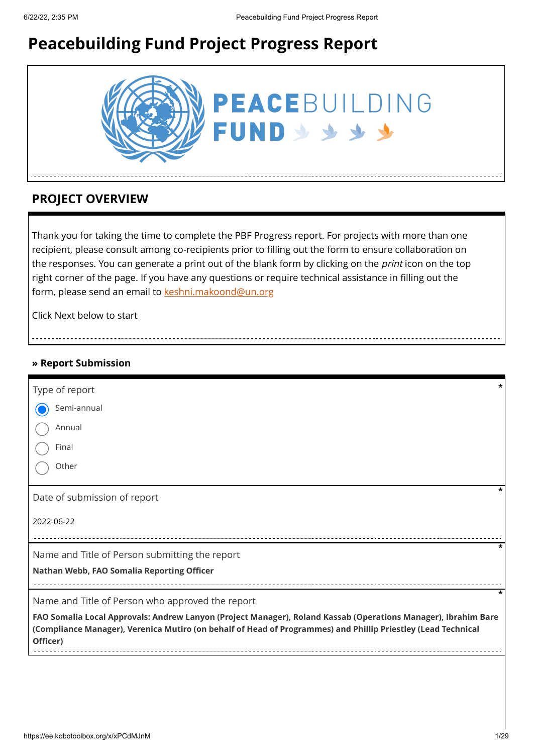# Peacebuilding Fund Project Progress Report

PEACEBUILDING FUND

## PROJECT OVERVIEW

Thank you for taking the time to complete the PBF Progress report. For projects with more than one recipient, please consult among co-recipients prior to filling out the form to ensure collaboration on the responses. You can generate a print out of the blank form by clicking on the *print* icon on the top right corner of the page. If you have any questions or require technical assistance in filling out the form, please send an email to keshni.makoond@un.org

Click Next below to start

### » Report Submission

Type of report *

- (x) Semi-annual
- ( ) Annual
- ( ) Final
- ( ) Other

Date of submission of report *

2022-06-22

Name and Title of Person submitting the report *

**Nathan Webb, FAO Somalia Reporting Officer**

Name and Title of Person who approved the report *

**FAO Somalia Local Approvals: Andrew Lanyon (Project Manager), Roland Kassab (Operations Manager), Ibrahim Bare (Compliance Manager), Verenica Mutiro (on behalf of Head of Programmes) and Phillip Priestley (Lead Technical Officer)**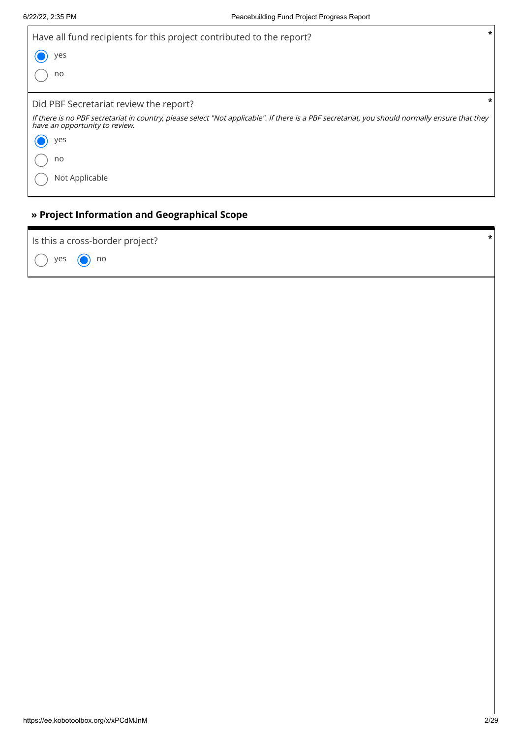Have all fund recipients for this project contributed to the report? *

- (●) yes
- ( ) no

Did PBF Secretariat review the report? *

*If there is no PBF secretariat in country, please select "Not applicable". If there is a PBF secretariat, you should normally ensure that they have an opportunity to review.*

- (●) yes
- ( ) no
- ( ) Not Applicable

### » Project Information and Geographical Scope

Is this a cross-border project? *

- ( ) yes
- (●) no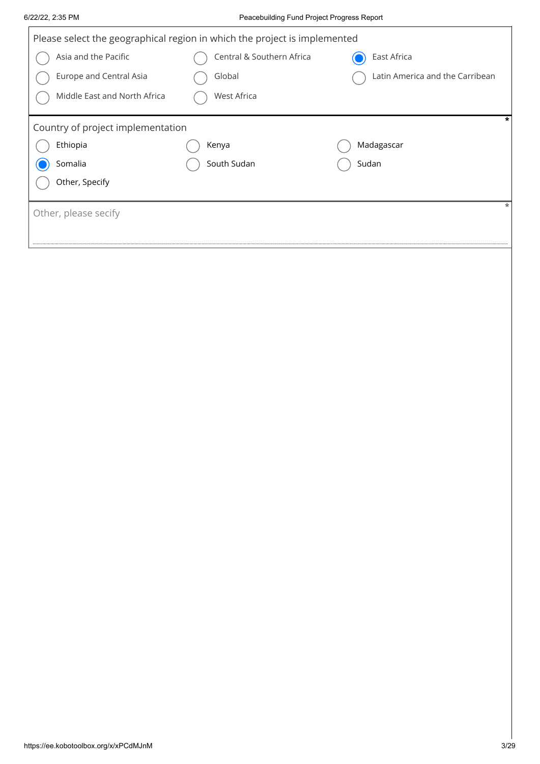Please select the geographical region in which the project is implemented

- ( ) Asia and the Pacific
- ( ) Central & Southern Africa
- (●) East Africa
- ( ) Europe and Central Asia
- ( ) Global
- ( ) Latin America and the Carribean
- ( ) Middle East and North Africa
- ( ) West Africa

Country of project implementation *

- ( ) Ethiopia
- ( ) Kenya
- ( ) Madagascar
- (●) Somalia
- ( ) South Sudan
- ( ) Sudan
- ( ) Other, Specify

Other, please secify *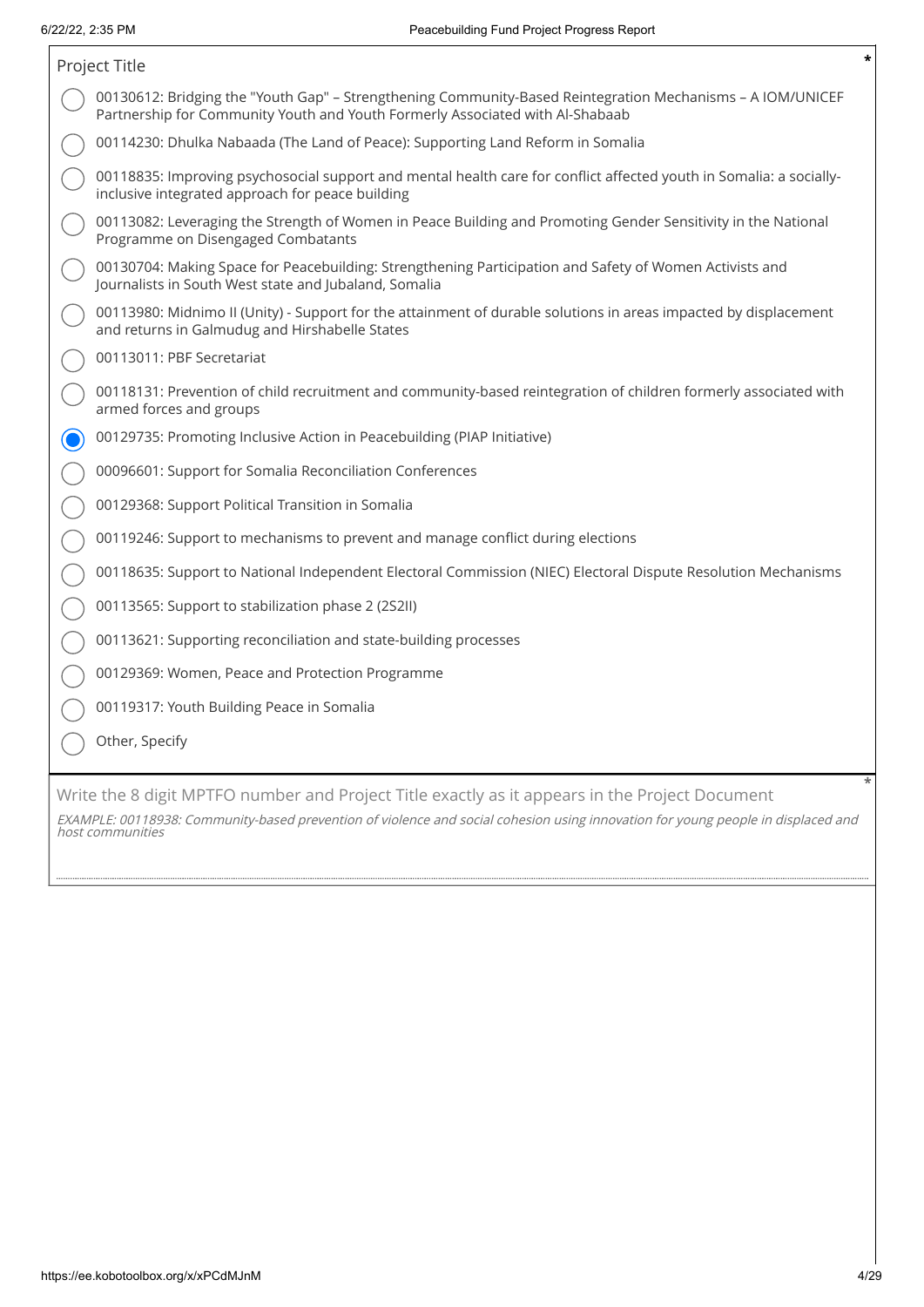**Project Title** *

- ( ) 00130612: Bridging the "Youth Gap" – Strengthening Community-Based Reintegration Mechanisms – A IOM/UNICEF Partnership for Community Youth and Youth Formerly Associated with Al-Shabaab
- ( ) 00114230: Dhulka Nabaada (The Land of Peace): Supporting Land Reform in Somalia
- ( ) 00118835: Improving psychosocial support and mental health care for conflict affected youth in Somalia: a socially-inclusive integrated approach for peace building
- ( ) 00113082: Leveraging the Strength of Women in Peace Building and Promoting Gender Sensitivity in the National Programme on Disengaged Combatants
- ( ) 00130704: Making Space for Peacebuilding: Strengthening Participation and Safety of Women Activists and Journalists in South West state and Jubaland, Somalia
- ( ) 00113980: Midnimo II (Unity) - Support for the attainment of durable solutions in areas impacted by displacement and returns in Galmudug and Hirshabelle States
- ( ) 00113011: PBF Secretariat
- ( ) 00118131: Prevention of child recruitment and community-based reintegration of children formerly associated with armed forces and groups
- (●) 00129735: Promoting Inclusive Action in Peacebuilding (PIAP Initiative)
- ( ) 00096601: Support for Somalia Reconciliation Conferences
- ( ) 00129368: Support Political Transition in Somalia
- ( ) 00119246: Support to mechanisms to prevent and manage conflict during elections
- ( ) 00118635: Support to National Independent Electoral Commission (NIEC) Electoral Dispute Resolution Mechanisms
- ( ) 00113565: Support to stabilization phase 2 (2S2II)
- ( ) 00113621: Supporting reconciliation and state-building processes
- ( ) 00129369: Women, Peace and Protection Programme
- ( ) 00119317: Youth Building Peace in Somalia
- ( ) Other, Specify

**Write the 8 digit MPTFO number and Project Title exactly as it appears in the Project Document** *

*EXAMPLE: 00118938: Community-based prevention of violence and social cohesion using innovation for young people in displaced and host communities*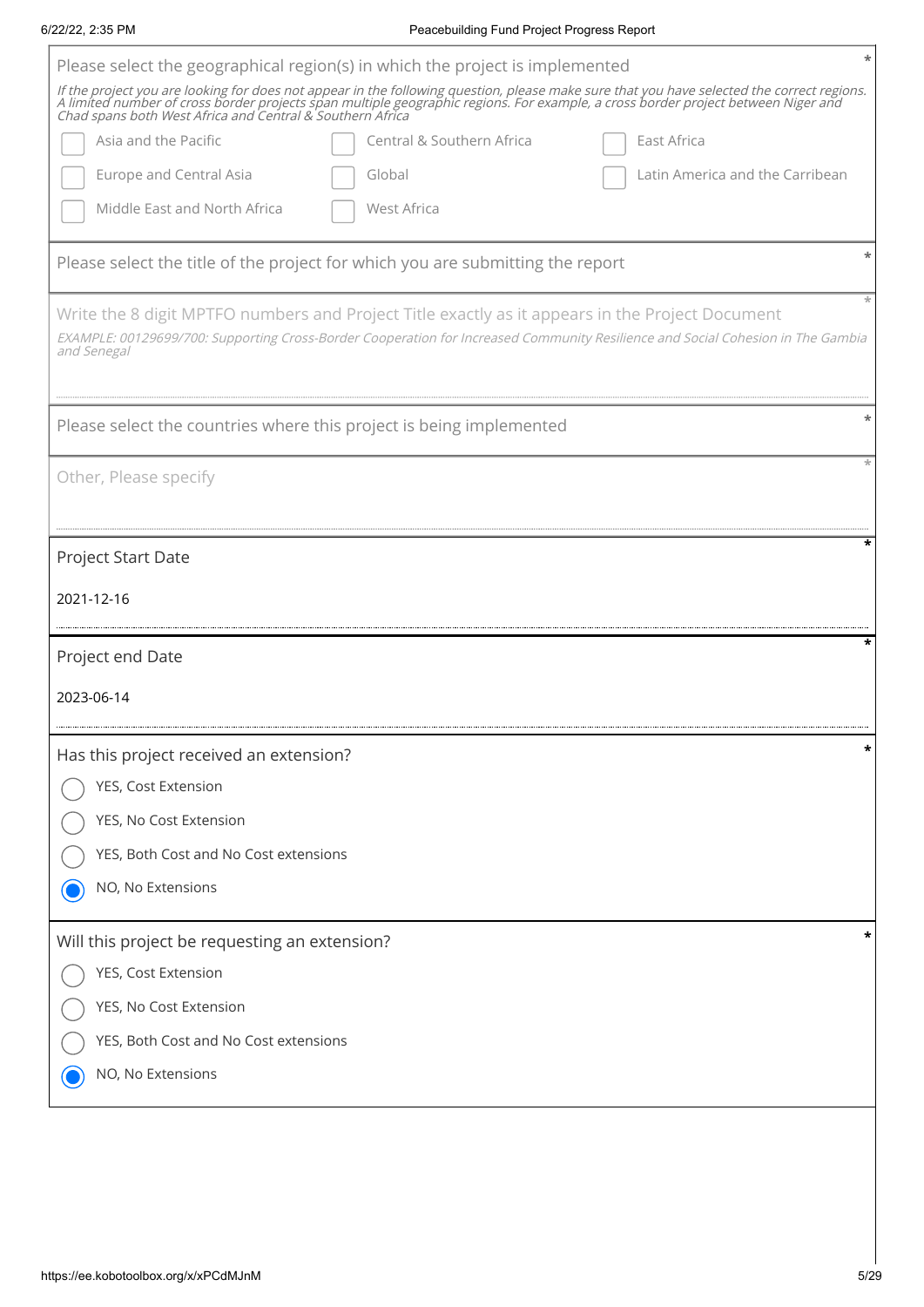Please select the geographical region(s) in which the project is implemented *

*If the project you are looking for does not appear in the following question, please make sure that you have selected the correct regions. A limited number of cross border projects span multiple geographic regions. For example, a cross border project between Niger and Chad spans both West Africa and Central & Southern Africa*

- [ ] Asia and the Pacific
- [ ] Central & Southern Africa
- [ ] East Africa
- [ ] Europe and Central Asia
- [ ] Global
- [ ] Latin America and the Carribean
- [ ] Middle East and North Africa
- [ ] West Africa

Please select the title of the project for which you are submitting the report *

Write the 8 digit MPTFO numbers and Project Title exactly as it appears in the Project Document *

*EXAMPLE: 00129699/700: Supporting Cross-Border Cooperation for Increased Community Resilience and Social Cohesion in The Gambia and Senegal*

Please select the countries where this project is being implemented *

Other, Please specify *

Project Start Date *

2021-12-16

Project end Date *

2023-06-14

Has this project received an extension? *

- ( ) YES, Cost Extension
- ( ) YES, No Cost Extension
- ( ) YES, Both Cost and No Cost extensions
- (x) NO, No Extensions

Will this project be requesting an extension? *

- ( ) YES, Cost Extension
- ( ) YES, No Cost Extension
- ( ) YES, Both Cost and No Cost extensions
- (x) NO, No Extensions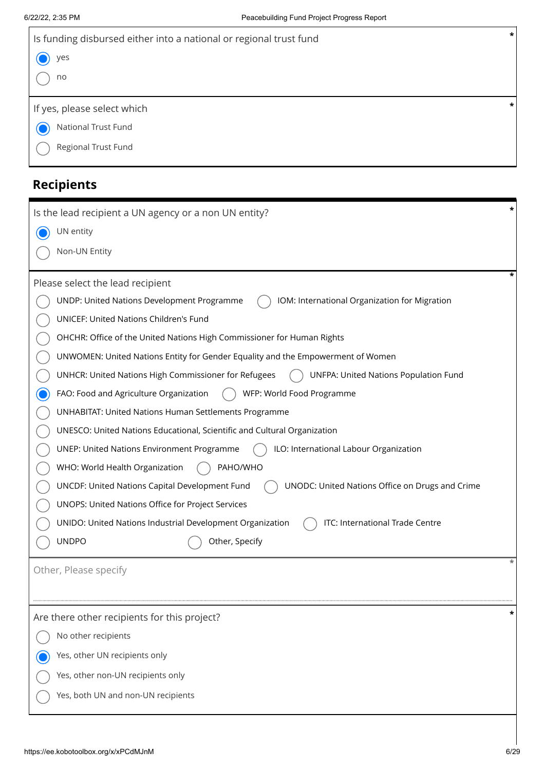Is funding disbursed either into a national or regional trust fund *

- (x) yes
- ( ) no

If yes, please select which *

- (x) National Trust Fund
- ( ) Regional Trust Fund

## Recipients

Is the lead recipient a UN agency or a non UN entity? *

- (x) UN entity
- ( ) Non-UN Entity

Please select the lead recipient *

- ( ) UNDP: United Nations Development Programme
- ( ) IOM: International Organization for Migration
- ( ) UNICEF: United Nations Children's Fund
- ( ) OHCHR: Office of the United Nations High Commissioner for Human Rights
- ( ) UNWOMEN: United Nations Entity for Gender Equality and the Empowerment of Women
- ( ) UNHCR: United Nations High Commissioner for Refugees
- ( ) UNFPA: United Nations Population Fund
- (x) FAO: Food and Agriculture Organization
- ( ) WFP: World Food Programme
- ( ) UNHABITAT: United Nations Human Settlements Programme
- ( ) UNESCO: United Nations Educational, Scientific and Cultural Organization
- ( ) UNEP: United Nations Environment Programme
- ( ) ILO: International Labour Organization
- ( ) WHO: World Health Organization
- ( ) PAHO/WHO
- ( ) UNCDF: United Nations Capital Development Fund
- ( ) UNODC: United Nations Office on Drugs and Crime
- ( ) UNOPS: United Nations Office for Project Services
- ( ) UNIDO: United Nations Industrial Development Organization
- ( ) ITC: International Trade Centre
- ( ) UNDPO
- ( ) Other, Specify

Other, Please specify *

Are there other recipients for this project? *

- ( ) No other recipients
- (x) Yes, other UN recipients only
- ( ) Yes, other non-UN recipients only
- ( ) Yes, both UN and non-UN recipients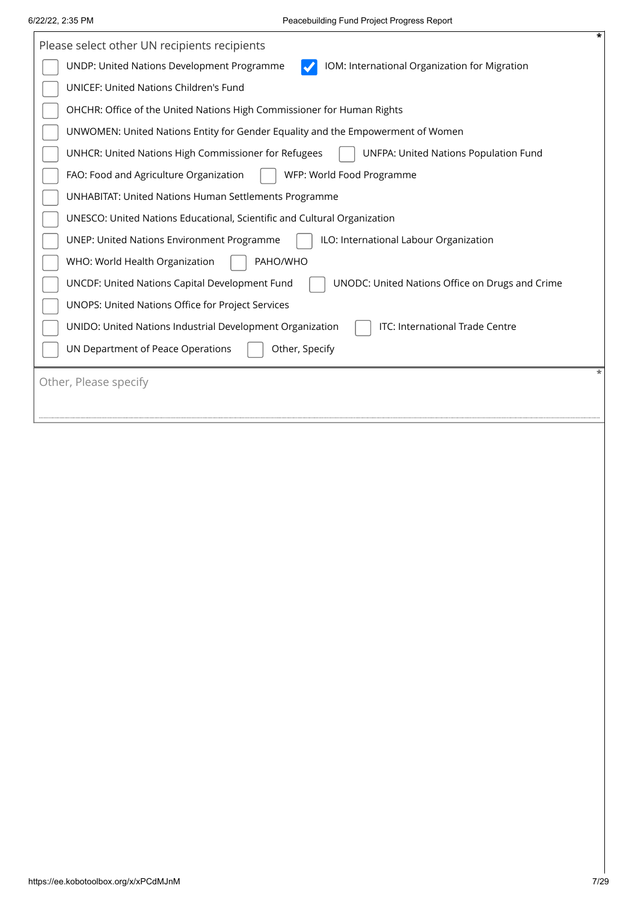Please select other UN recipients recipients *

- [ ] UNDP: United Nations Development Programme
- [x] IOM: International Organization for Migration
- [ ] UNICEF: United Nations Children's Fund
- [ ] OHCHR: Office of the United Nations High Commissioner for Human Rights
- [ ] UNWOMEN: United Nations Entity for Gender Equality and the Empowerment of Women
- [ ] UNHCR: United Nations High Commissioner for Refugees
- [ ] UNFPA: United Nations Population Fund
- [ ] FAO: Food and Agriculture Organization
- [ ] WFP: World Food Programme
- [ ] UNHABITAT: United Nations Human Settlements Programme
- [ ] UNESCO: United Nations Educational, Scientific and Cultural Organization
- [ ] UNEP: United Nations Environment Programme
- [ ] ILO: International Labour Organization
- [ ] WHO: World Health Organization
- [ ] PAHO/WHO
- [ ] UNCDF: United Nations Capital Development Fund
- [ ] UNODC: United Nations Office on Drugs and Crime
- [ ] UNOPS: United Nations Office for Project Services
- [ ] UNIDO: United Nations Industrial Development Organization
- [ ] ITC: International Trade Centre
- [ ] UN Department of Peace Operations
- [ ] Other, Specify

Other, Please specify *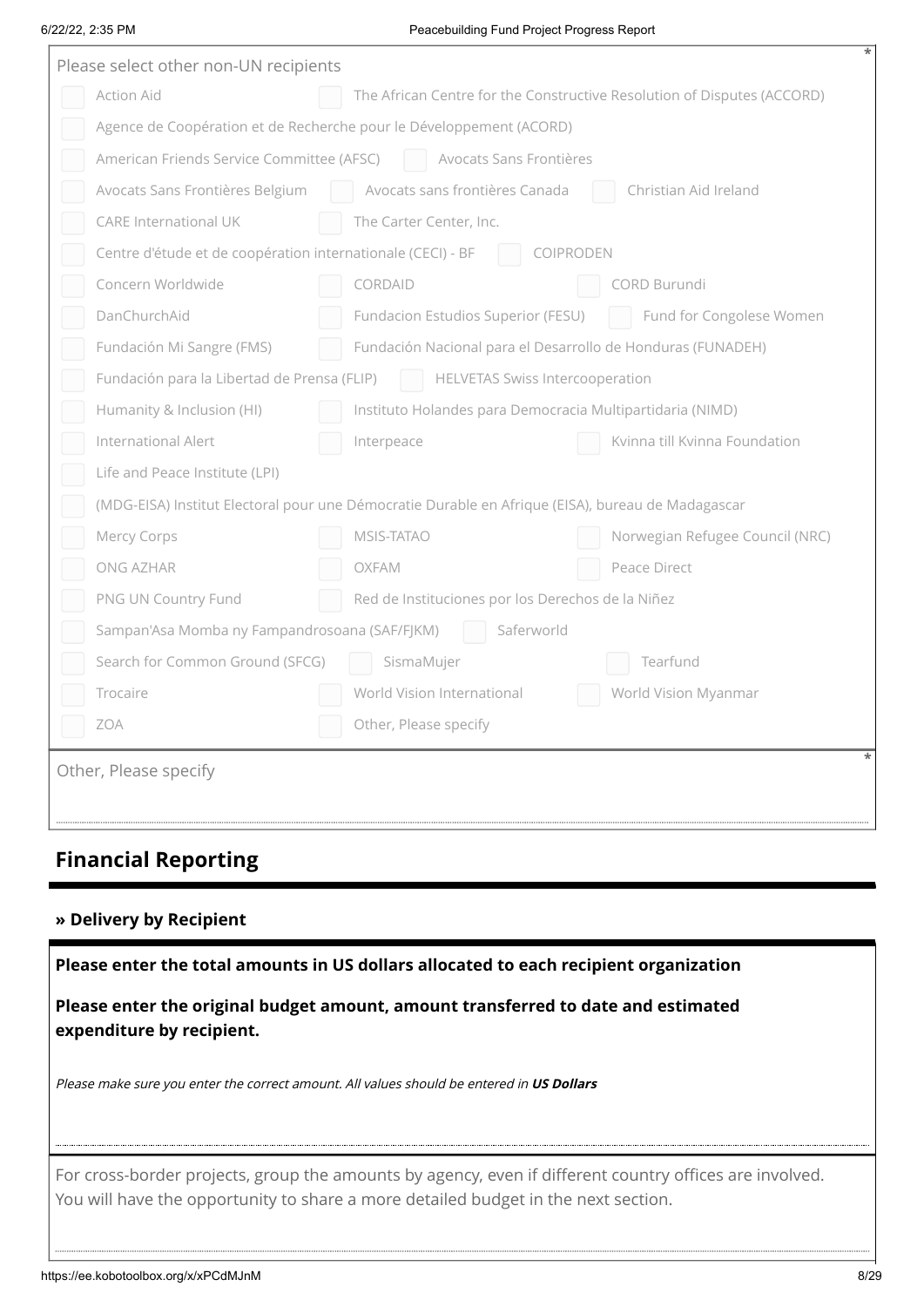Please select other non-UN recipients *

- Action Aid
- The African Centre for the Constructive Resolution of Disputes (ACCORD)
- Agence de Coopération et de Recherche pour le Développement (ACORD)
- American Friends Service Committee (AFSC)
- Avocats Sans Frontières
- Avocats Sans Frontières Belgium
- Avocats sans frontières Canada
- Christian Aid Ireland
- CARE International UK
- The Carter Center, Inc.
- Centre d'étude et de coopération internationale (CECI) - BF
- COIPRODEN
- Concern Worldwide
- CORDAID
- CORD Burundi
- DanChurchAid
- Fundacion Estudios Superior (FESU)
- Fund for Congolese Women
- Fundación Mi Sangre (FMS)
- Fundación Nacional para el Desarrollo de Honduras (FUNADEH)
- Fundación para la Libertad de Prensa (FLIP)
- HELVETAS Swiss Intercooperation
- Humanity & Inclusion (HI)
- Instituto Holandes para Democracia Multipartidaria (NIMD)
- International Alert
- Interpeace
- Kvinna till Kvinna Foundation
- Life and Peace Institute (LPI)
- (MDG-EISA) Institut Electoral pour une Démocratie Durable en Afrique (EISA), bureau de Madagascar
- Mercy Corps
- MSIS-TATAO
- Norwegian Refugee Council (NRC)
- ONG AZHAR
- OXFAM
- Peace Direct
- PNG UN Country Fund
- Red de Instituciones por los Derechos de la Niñez
- Sampan'Asa Momba ny Fampandrosoana (SAF/FJKM)
- Saferworld
- Search for Common Ground (SFCG)
- SismaMujer
- Tearfund
- Trocaire
- World Vision International
- World Vision Myanmar
- ZOA
- Other, Please specify

Other, Please specify *

## Financial Reporting

### » Delivery by Recipient

**Please enter the total amounts in US dollars allocated to each recipient organization**

**Please enter the original budget amount, amount transferred to date and estimated expenditure by recipient.**

*Please make sure you enter the correct amount. All values should be entered in **US Dollars***

For cross-border projects, group the amounts by agency, even if different country offices are involved. You will have the opportunity to share a more detailed budget in the next section.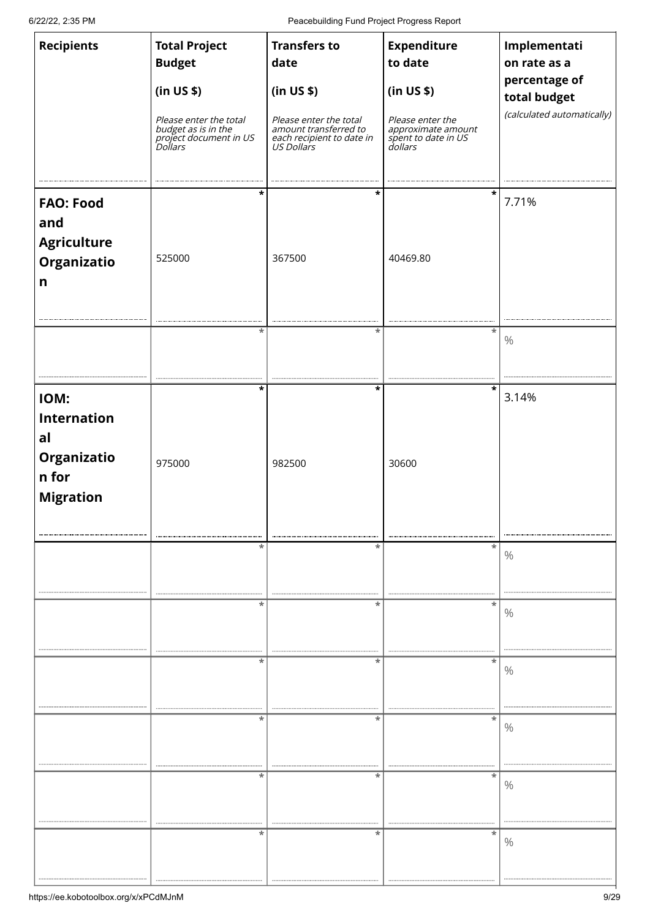| Recipients | Total Project Budget (in US $) *Please enter the total budget as is in the project document in US Dollars* | Transfers to date (in US $) *Please enter the total amount transferred to each recipient to date in US Dollars* | Expenditure to date (in US $) *Please enter the approximate amount spent to date in US dollars* | Implementation rate as a percentage of total budget *(calculated automatically)* |
|---|---|---|---|---|
| **FAO: Food and Agriculture Organization** | * 525000 | * 367500 | * 40469.80 | 7.71% |
| | * | * | * | % |
| **IOM: International Organization for Migration** | * 975000 | * 982500 | * 30600 | 3.14% |
| | * | * | * | % |
| | * | * | * | % |
| | * | * | * | % |
| | * | * | * | % |
| | * | * | * | % |
| | * | * | * | % |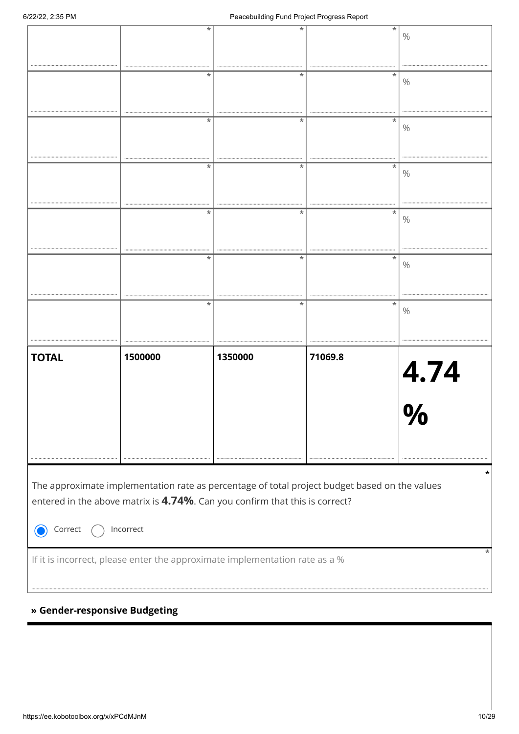| | | | | |
|---|---|---|---|---|
| | * | * | * | % |
| | * | * | * | % |
| | * | * | * | % |
| | * | * | * | % |
| | * | * | * | % |
| | * | * | * | % |
| | * | * | * | % |
| **TOTAL** | **1500000** | **1350000** | **71069.8** | **4.74 %** |

*

The approximate implementation rate as percentage of total project budget based on the values entered in the above matrix is **4.74%**. Can you confirm that this is correct?

- (x) Correct
- ( ) Incorrect

*

If it is incorrect, please enter the approximate implementation rate as a %

**» Gender-responsive Budgeting**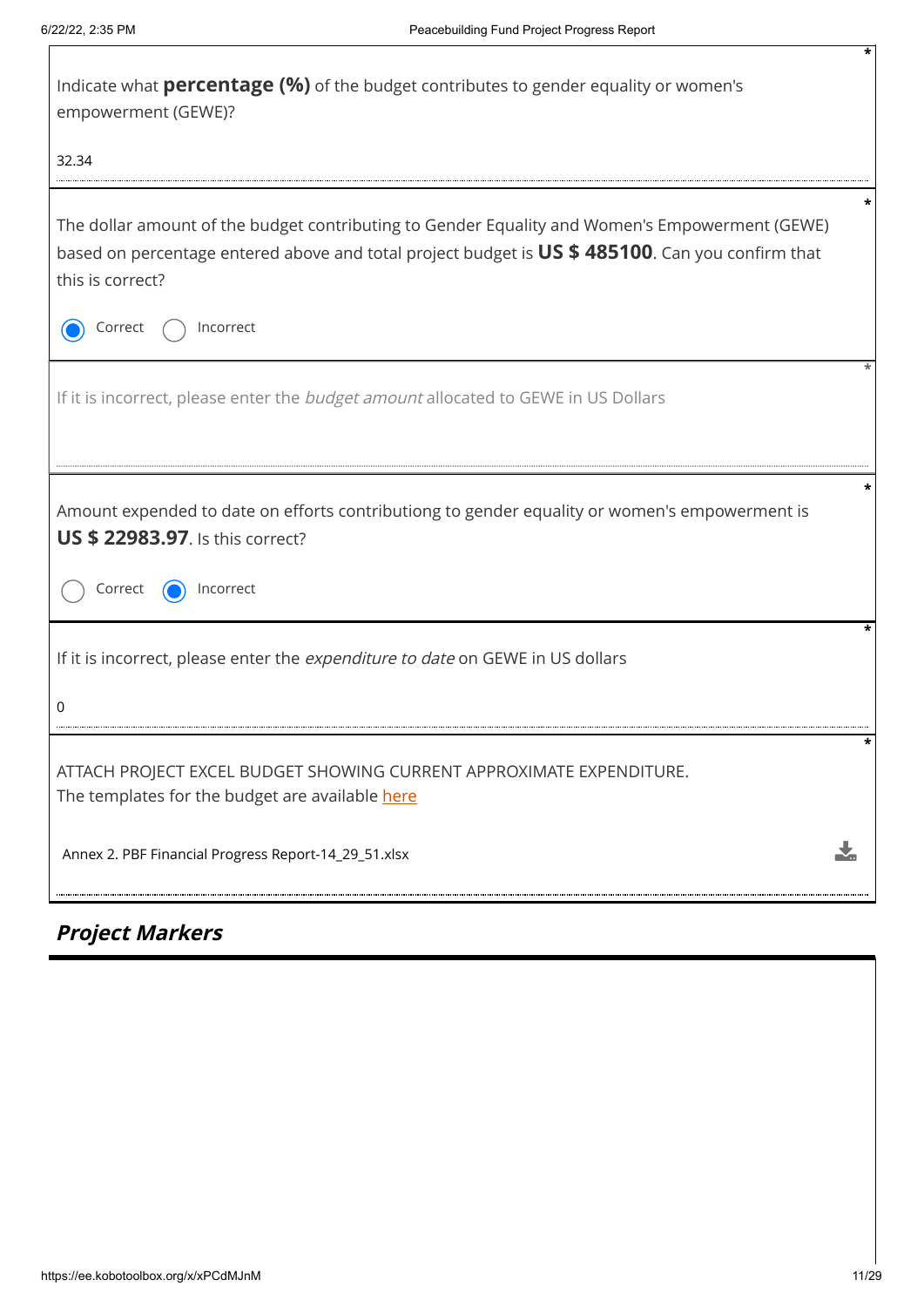Indicate what **percentage (%)** of the budget contributes to gender equality or women's empowerment (GEWE)?

32.34

The dollar amount of the budget contributing to Gender Equality and Women's Empowerment (GEWE) based on percentage entered above and total project budget is **US $ 485100**. Can you confirm that this is correct?

- (●) Correct
- ( ) Incorrect

If it is incorrect, please enter the *budget amount* allocated to GEWE in US Dollars

Amount expended to date on efforts contributiong to gender equality or women's empowerment is **US $ 22983.97**. Is this correct?

- ( ) Correct
- (●) Incorrect

If it is incorrect, please enter the *expenditure to date* on GEWE in US dollars

0

ATTACH PROJECT EXCEL BUDGET SHOWING CURRENT APPROXIMATE EXPENDITURE.
The templates for the budget are available here

Annex 2. PBF Financial Progress Report-14_29_51.xlsx

## ***Project Markers***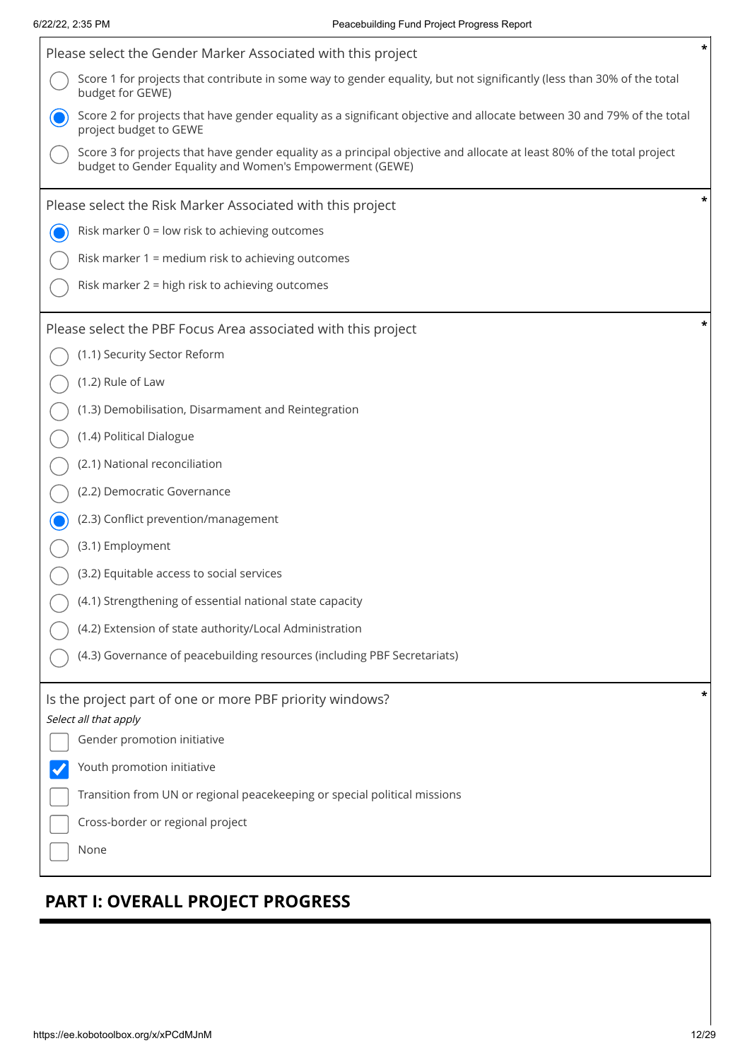Please select the Gender Marker Associated with this project *

- ( ) Score 1 for projects that contribute in some way to gender equality, but not significantly (less than 30% of the total budget for GEWE)
- (●) Score 2 for projects that have gender equality as a significant objective and allocate between 30 and 79% of the total project budget to GEWE
- ( ) Score 3 for projects that have gender equality as a principal objective and allocate at least 80% of the total project budget to Gender Equality and Women's Empowerment (GEWE)

Please select the Risk Marker Associated with this project *

- (●) Risk marker 0 = low risk to achieving outcomes
- ( ) Risk marker 1 = medium risk to achieving outcomes
- ( ) Risk marker 2 = high risk to achieving outcomes

Please select the PBF Focus Area associated with this project *

- ( ) (1.1) Security Sector Reform
- ( ) (1.2) Rule of Law
- ( ) (1.3) Demobilisation, Disarmament and Reintegration
- ( ) (1.4) Political Dialogue
- ( ) (2.1) National reconciliation
- ( ) (2.2) Democratic Governance
- (●) (2.3) Conflict prevention/management
- ( ) (3.1) Employment
- ( ) (3.2) Equitable access to social services
- ( ) (4.1) Strengthening of essential national state capacity
- ( ) (4.2) Extension of state authority/Local Administration
- ( ) (4.3) Governance of peacebuilding resources (including PBF Secretariats)

Is the project part of one or more PBF priority windows? *

*Select all that apply*

- [ ] Gender promotion initiative
- [x] Youth promotion initiative
- [ ] Transition from UN or regional peacekeeping or special political missions
- [ ] Cross-border or regional project
- [ ] None

## PART I: OVERALL PROJECT PROGRESS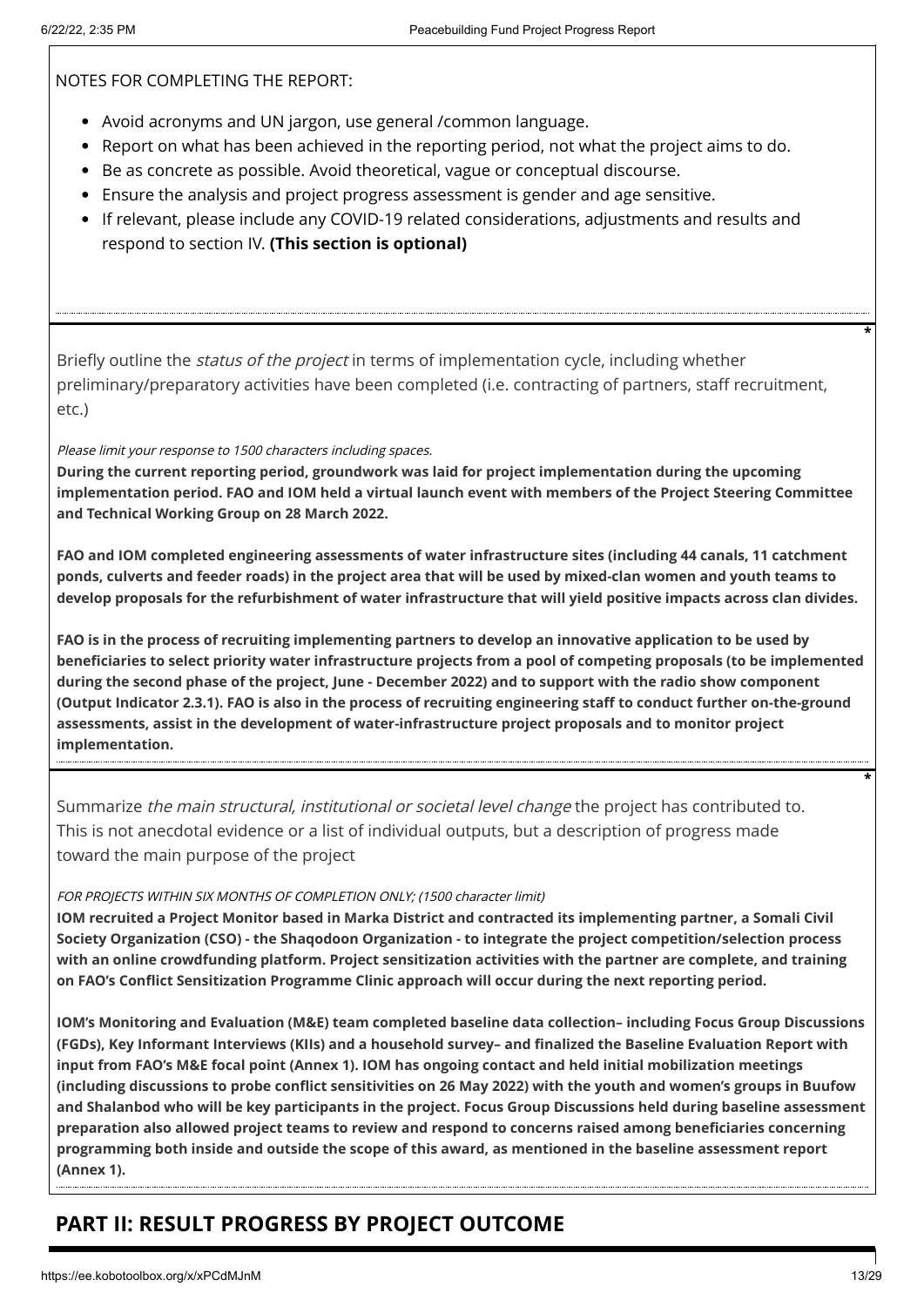NOTES FOR COMPLETING THE REPORT:

- Avoid acronyms and UN jargon, use general /common language.
- Report on what has been achieved in the reporting period, not what the project aims to do.
- Be as concrete as possible. Avoid theoretical, vague or conceptual discourse.
- Ensure the analysis and project progress assessment is gender and age sensitive.
- If relevant, please include any COVID-19 related considerations, adjustments and results and respond to section IV. **(This section is optional)**

---

Briefly outline the *status of the project* in terms of implementation cycle, including whether preliminary/preparatory activities have been completed (i.e. contracting of partners, staff recruitment, etc.) *

*Please limit your response to 1500 characters including spaces.*

**During the current reporting period, groundwork was laid for project implementation during the upcoming implementation period. FAO and IOM held a virtual launch event with members of the Project Steering Committee and Technical Working Group on 28 March 2022.**

**FAO and IOM completed engineering assessments of water infrastructure sites (including 44 canals, 11 catchment ponds, culverts and feeder roads) in the project area that will be used by mixed-clan women and youth teams to develop proposals for the refurbishment of water infrastructure that will yield positive impacts across clan divides.**

**FAO is in the process of recruiting implementing partners to develop an innovative application to be used by beneficiaries to select priority water infrastructure projects from a pool of competing proposals (to be implemented during the second phase of the project, June - December 2022) and to support with the radio show component (Output Indicator 2.3.1). FAO is also in the process of recruiting engineering staff to conduct further on-the-ground assessments, assist in the development of water-infrastructure project proposals and to monitor project implementation.**

---

Summarize *the main structural, institutional or societal level change* the project has contributed to. This is not anecdotal evidence or a list of individual outputs, but a description of progress made toward the main purpose of the project *

*FOR PROJECTS WITHIN SIX MONTHS OF COMPLETION ONLY; (1500 character limit)*

**IOM recruited a Project Monitor based in Marka District and contracted its implementing partner, a Somali Civil Society Organization (CSO) - the Shaqodoon Organization - to integrate the project competition/selection process with an online crowdfunding platform. Project sensitization activities with the partner are complete, and training on FAO's Conflict Sensitization Programme Clinic approach will occur during the next reporting period.**

**IOM's Monitoring and Evaluation (M&E) team completed baseline data collection– including Focus Group Discussions (FGDs), Key Informant Interviews (KIIs) and a household survey– and finalized the Baseline Evaluation Report with input from FAO's M&E focal point (Annex 1). IOM has ongoing contact and held initial mobilization meetings (including discussions to probe conflict sensitivities on 26 May 2022) with the youth and women's groups in Buufow and Shalanbod who will be key participants in the project. Focus Group Discussions held during baseline assessment preparation also allowed project teams to review and respond to concerns raised among beneficiaries concerning programming both inside and outside the scope of this award, as mentioned in the baseline assessment report (Annex 1).**

## PART II: RESULT PROGRESS BY PROJECT OUTCOME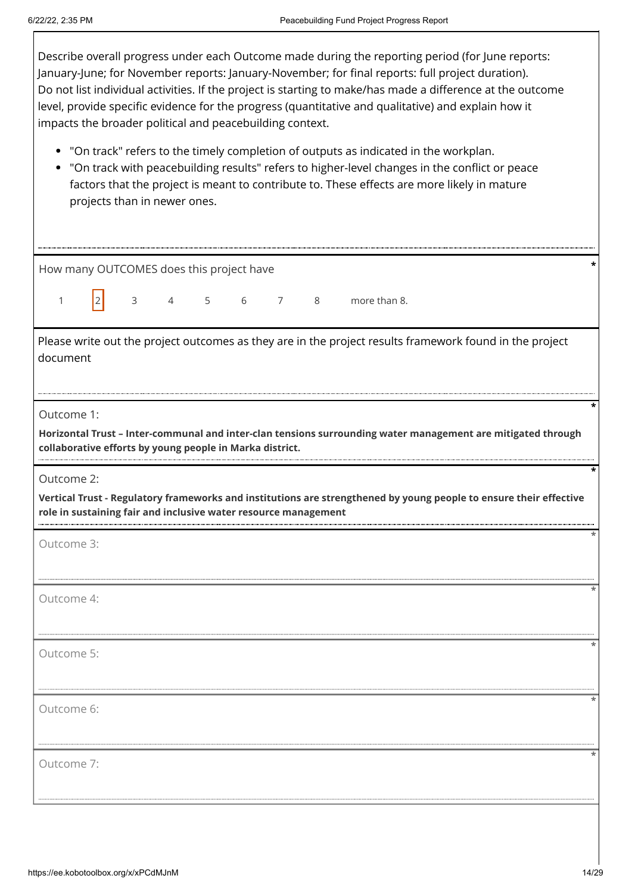Describe overall progress under each Outcome made during the reporting period (for June reports: January-June; for November reports: January-November; for final reports: full project duration). Do not list individual activities. If the project is starting to make/has made a difference at the outcome level, provide specific evidence for the progress (quantitative and qualitative) and explain how it impacts the broader political and peacebuilding context.

- "On track" refers to the timely completion of outputs as indicated in the workplan.
- "On track with peacebuilding results" refers to higher-level changes in the conflict or peace factors that the project is meant to contribute to. These effects are more likely in mature projects than in newer ones.

How many OUTCOMES does this project have *

1 [2] 3 4 5 6 7 8 more than 8.

Please write out the project outcomes as they are in the project results framework found in the project document

Outcome 1: *

**Horizontal Trust – Inter-communal and inter-clan tensions surrounding water management are mitigated through collaborative efforts by young people in Marka district.**

Outcome 2: *

**Vertical Trust - Regulatory frameworks and institutions are strengthened by young people to ensure their effective role in sustaining fair and inclusive water resource management**

Outcome 3: *

Outcome 4: *

Outcome 5: *

Outcome 6: *

Outcome 7: *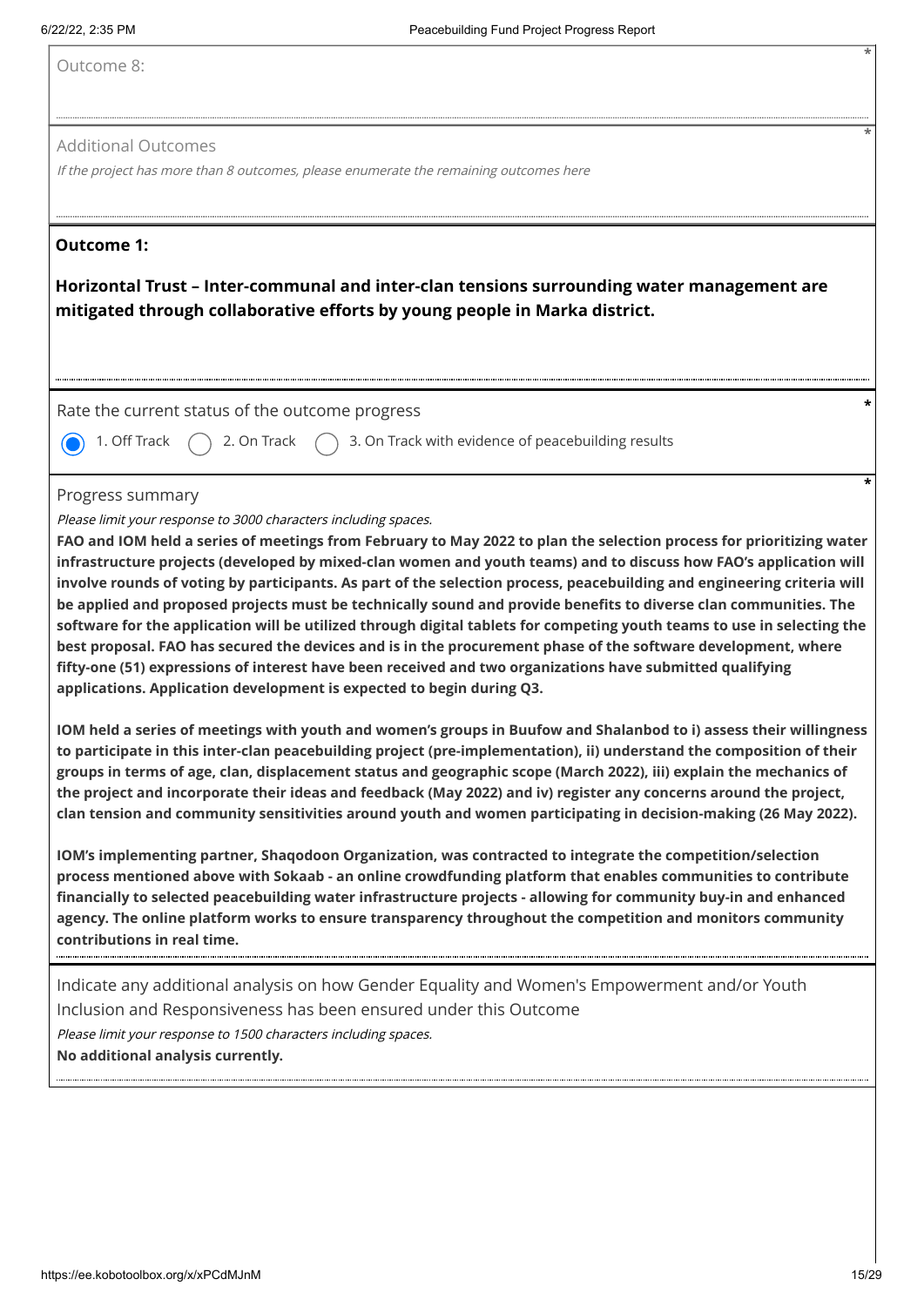Outcome 8:

Additional Outcomes

*If the project has more than 8 outcomes, please enumerate the remaining outcomes here*

**Outcome 1:**

**Horizontal Trust – Inter-communal and inter-clan tensions surrounding water management are mitigated through collaborative efforts by young people in Marka district.**

Rate the current status of the outcome progress

- (x) 1. Off Track
- ( ) 2. On Track
- ( ) 3. On Track with evidence of peacebuilding results

Progress summary

*Please limit your response to 3000 characters including spaces.*

**FAO and IOM held a series of meetings from February to May 2022 to plan the selection process for prioritizing water infrastructure projects (developed by mixed-clan women and youth teams) and to discuss how FAO's application will involve rounds of voting by participants. As part of the selection process, peacebuilding and engineering criteria will be applied and proposed projects must be technically sound and provide benefits to diverse clan communities. The software for the application will be utilized through digital tablets for competing youth teams to use in selecting the best proposal. FAO has secured the devices and is in the procurement phase of the software development, where fifty-one (51) expressions of interest have been received and two organizations have submitted qualifying applications. Application development is expected to begin during Q3.**

**IOM held a series of meetings with youth and women's groups in Buufow and Shalanbod to i) assess their willingness to participate in this inter-clan peacebuilding project (pre-implementation), ii) understand the composition of their groups in terms of age, clan, displacement status and geographic scope (March 2022), iii) explain the mechanics of the project and incorporate their ideas and feedback (May 2022) and iv) register any concerns around the project, clan tension and community sensitivities around youth and women participating in decision-making (26 May 2022).**

**IOM's implementing partner, Shaqodoon Organization, was contracted to integrate the competition/selection process mentioned above with Sokaab - an online crowdfunding platform that enables communities to contribute financially to selected peacebuilding water infrastructure projects - allowing for community buy-in and enhanced agency. The online platform works to ensure transparency throughout the competition and monitors community contributions in real time.**

Indicate any additional analysis on how Gender Equality and Women's Empowerment and/or Youth Inclusion and Responsiveness has been ensured under this Outcome

*Please limit your response to 1500 characters including spaces.*

**No additional analysis currently.**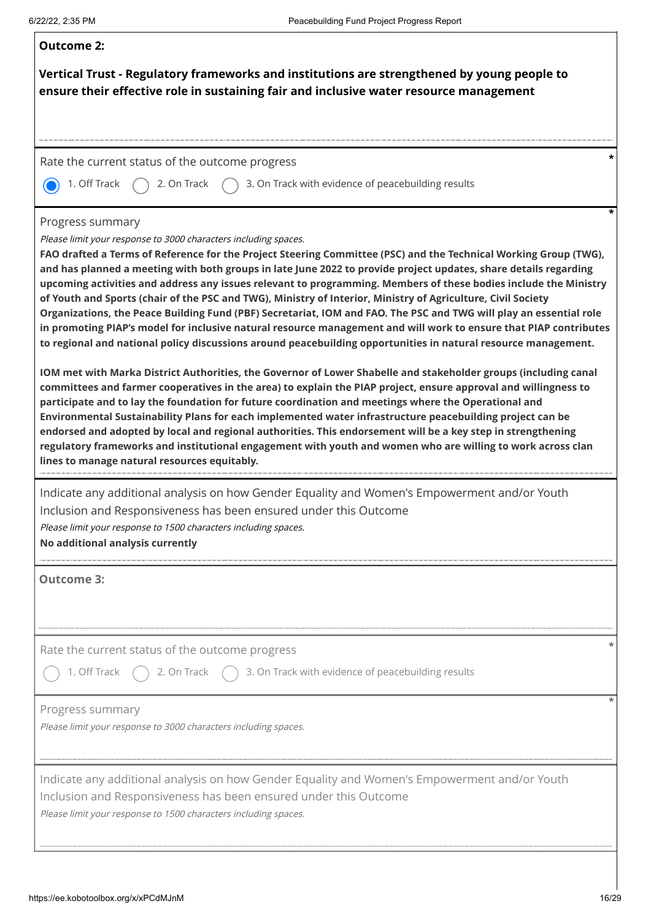**Outcome 2:**

**Vertical Trust - Regulatory frameworks and institutions are strengthened by young people to ensure their effective role in sustaining fair and inclusive water resource management**

Rate the current status of the outcome progress *

- (x) 1. Off Track
- ( ) 2. On Track
- ( ) 3. On Track with evidence of peacebuilding results

Progress summary *

*Please limit your response to 3000 characters including spaces.*

**FAO drafted a Terms of Reference for the Project Steering Committee (PSC) and the Technical Working Group (TWG), and has planned a meeting with both groups in late June 2022 to provide project updates, share details regarding upcoming activities and address any issues relevant to programming. Members of these bodies include the Ministry of Youth and Sports (chair of the PSC and TWG), Ministry of Interior, Ministry of Agriculture, Civil Society Organizations, the Peace Building Fund (PBF) Secretariat, IOM and FAO. The PSC and TWG will play an essential role in promoting PIAP's model for inclusive natural resource management and will work to ensure that PIAP contributes to regional and national policy discussions around peacebuilding opportunities in natural resource management.**

**IOM met with Marka District Authorities, the Governor of Lower Shabelle and stakeholder groups (including canal committees and farmer cooperatives in the area) to explain the PIAP project, ensure approval and willingness to participate and to lay the foundation for future coordination and meetings where the Operational and Environmental Sustainability Plans for each implemented water infrastructure peacebuilding project can be endorsed and adopted by local and regional authorities. This endorsement will be a key step in strengthening regulatory frameworks and institutional engagement with youth and women who are willing to work across clan lines to manage natural resources equitably.**

Indicate any additional analysis on how Gender Equality and Women's Empowerment and/or Youth Inclusion and Responsiveness has been ensured under this Outcome

*Please limit your response to 1500 characters including spaces.*

**No additional analysis currently**

**Outcome 3:**

Rate the current status of the outcome progress *

- ( ) 1. Off Track
- ( ) 2. On Track
- ( ) 3. On Track with evidence of peacebuilding results

Progress summary *

*Please limit your response to 3000 characters including spaces.*

Indicate any additional analysis on how Gender Equality and Women's Empowerment and/or Youth Inclusion and Responsiveness has been ensured under this Outcome

*Please limit your response to 1500 characters including spaces.*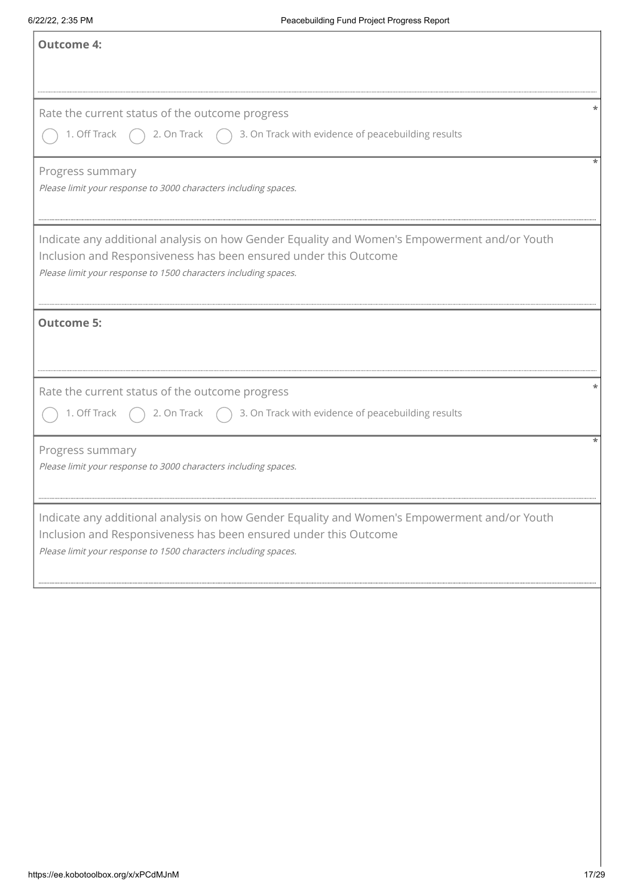**Outcome 4:**

Rate the current status of the outcome progress *

- 1. Off Track
- 2. On Track
- 3. On Track with evidence of peacebuilding results

Progress summary *

*Please limit your response to 3000 characters including spaces.*

Indicate any additional analysis on how Gender Equality and Women's Empowerment and/or Youth Inclusion and Responsiveness has been ensured under this Outcome

*Please limit your response to 1500 characters including spaces.*

**Outcome 5:**

Rate the current status of the outcome progress *

- 1. Off Track
- 2. On Track
- 3. On Track with evidence of peacebuilding results

Progress summary *

*Please limit your response to 3000 characters including spaces.*

Indicate any additional analysis on how Gender Equality and Women's Empowerment and/or Youth Inclusion and Responsiveness has been ensured under this Outcome

*Please limit your response to 1500 characters including spaces.*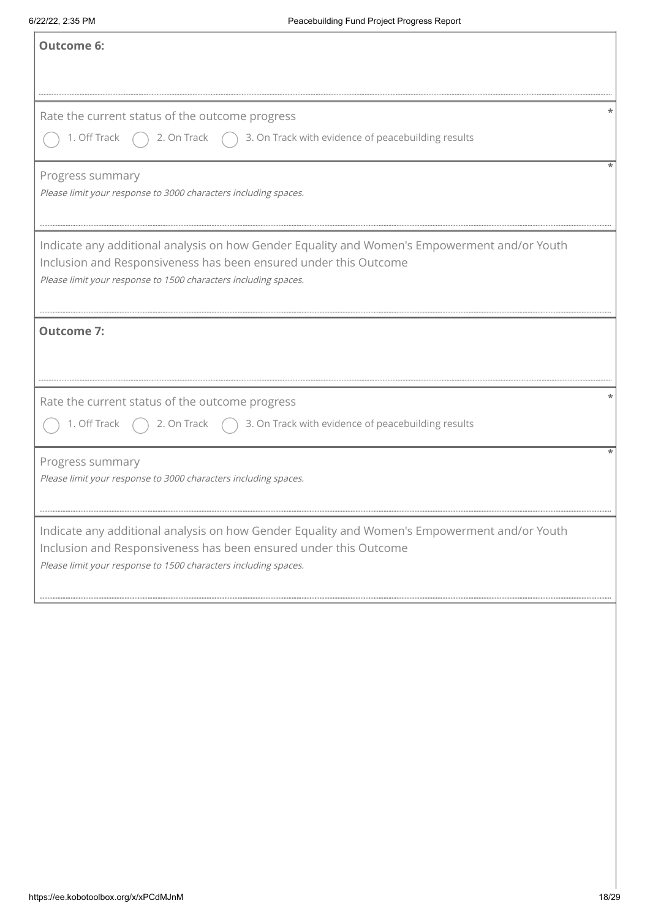**Outcome 6:**

Rate the current status of the outcome progress *

- 1. Off Track
- 2. On Track
- 3. On Track with evidence of peacebuilding results

Progress summary *

*Please limit your response to 3000 characters including spaces.*

Indicate any additional analysis on how Gender Equality and Women's Empowerment and/or Youth Inclusion and Responsiveness has been ensured under this Outcome

*Please limit your response to 1500 characters including spaces.*

**Outcome 7:**

Rate the current status of the outcome progress *

- 1. Off Track
- 2. On Track
- 3. On Track with evidence of peacebuilding results

Progress summary *

*Please limit your response to 3000 characters including spaces.*

Indicate any additional analysis on how Gender Equality and Women's Empowerment and/or Youth Inclusion and Responsiveness has been ensured under this Outcome

*Please limit your response to 1500 characters including spaces.*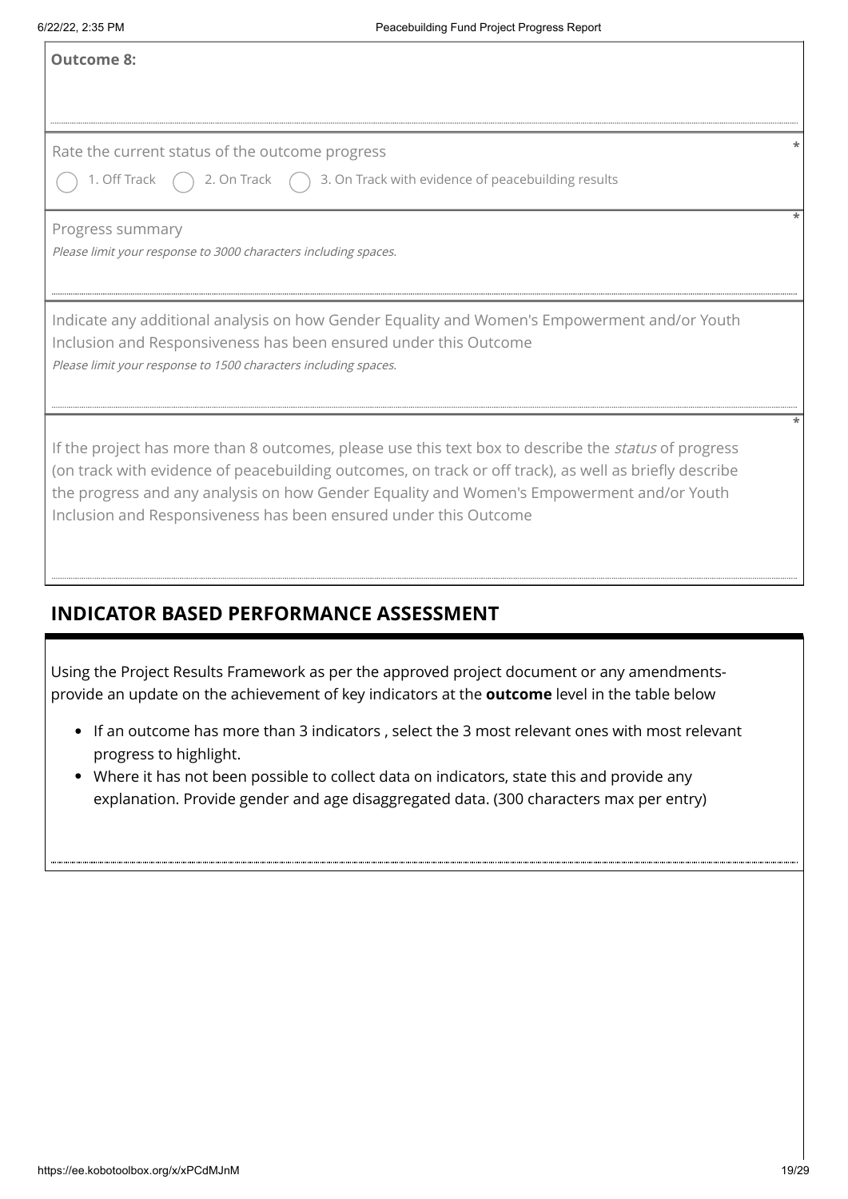**Outcome 8:**

Rate the current status of the outcome progress *

1. Off Track 2. On Track 3. On Track with evidence of peacebuilding results

Progress summary *

*Please limit your response to 3000 characters including spaces.*

Indicate any additional analysis on how Gender Equality and Women's Empowerment and/or Youth Inclusion and Responsiveness has been ensured under this Outcome

*Please limit your response to 1500 characters including spaces.*

If the project has more than 8 outcomes, please use this text box to describe the *status* of progress (on track with evidence of peacebuilding outcomes, on track or off track), as well as briefly describe the progress and any analysis on how Gender Equality and Women's Empowerment and/or Youth Inclusion and Responsiveness has been ensured under this Outcome *

## INDICATOR BASED PERFORMANCE ASSESSMENT

Using the Project Results Framework as per the approved project document or any amendments- provide an update on the achievement of key indicators at the **outcome** level in the table below

- If an outcome has more than 3 indicators , select the 3 most relevant ones with most relevant progress to highlight.
- Where it has not been possible to collect data on indicators, state this and provide any explanation. Provide gender and age disaggregated data. (300 characters max per entry)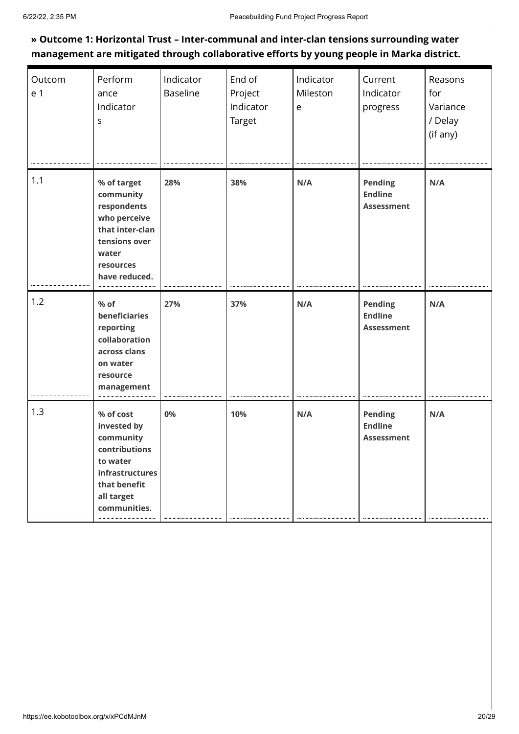**» Outcome 1: Horizontal Trust – Inter-communal and inter-clan tensions surrounding water management are mitigated through collaborative efforts by young people in Marka district.**

| Outcome 1 | Performance Indicators | Indicator Baseline | End of Project Indicator Target | Indicator Milestone | Current Indicator progress | Reasons for Variance / Delay (if any) |
|---|---|---|---|---|---|---|
| 1.1 | **% of target community respondents who perceive that inter-clan tensions over water resources have reduced.** | **28%** | **38%** | **N/A** | **Pending Endline Assessment** | **N/A** |
| 1.2 | **% of beneficiaries reporting collaboration across clans on water resource management** | **27%** | **37%** | **N/A** | **Pending Endline Assessment** | **N/A** |
| 1.3 | **% of cost invested by community contributions to water infrastructures that benefit all target communities.** | **0%** | **10%** | **N/A** | **Pending Endline Assessment** | **N/A** |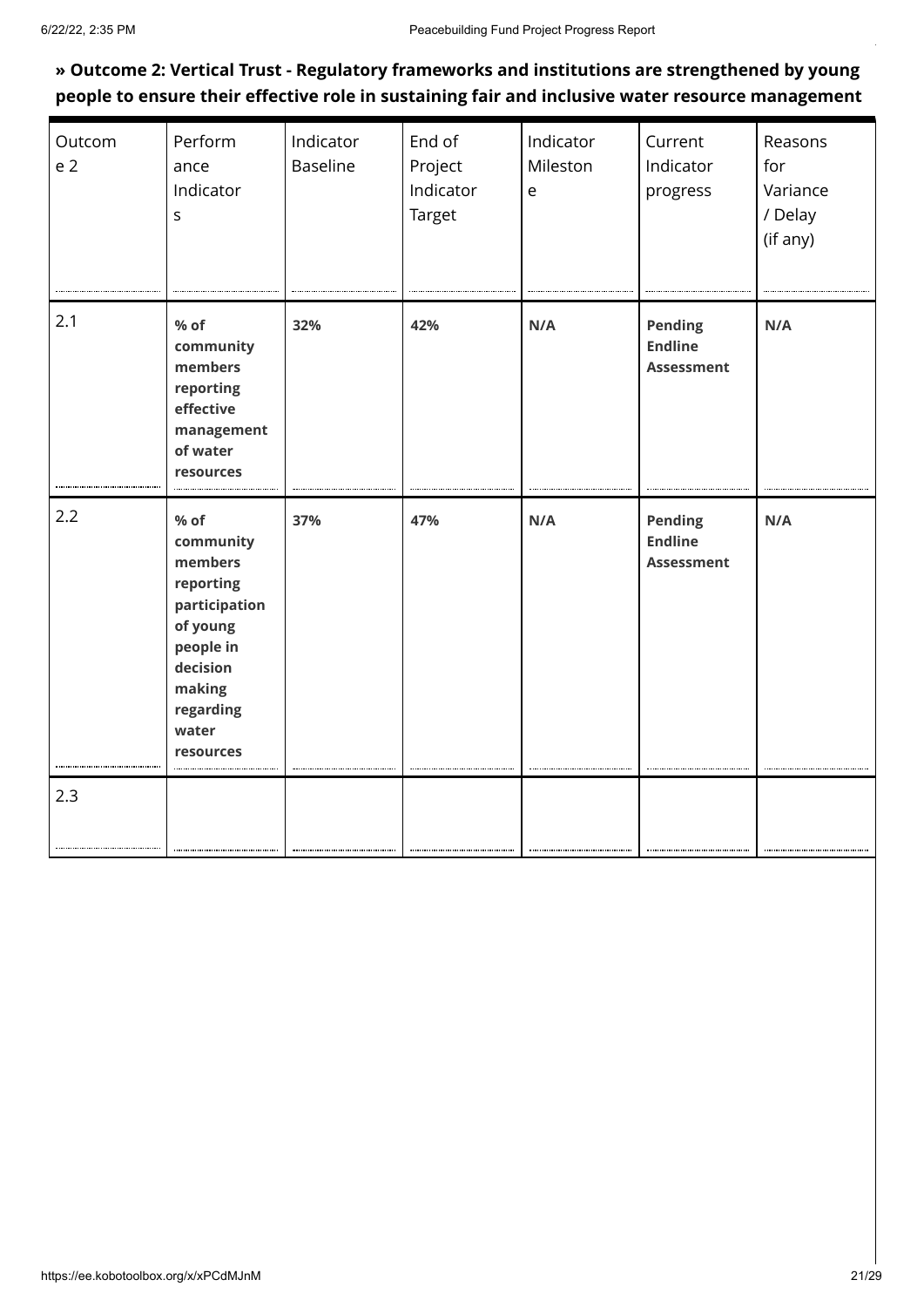**» Outcome 2: Vertical Trust - Regulatory frameworks and institutions are strengthened by young people to ensure their effective role in sustaining fair and inclusive water resource management**

| Outcome 2 | Performance Indicators | Indicator Baseline | End of Project Indicator Target | Indicator Milestone | Current Indicator progress | Reasons for Variance / Delay (if any) |
|---|---|---|---|---|---|---|
| 2.1 | **% of community members reporting effective management of water resources** | **32%** | **42%** | **N/A** | **Pending Endline Assessment** | **N/A** |
| 2.2 | **% of community members reporting participation of young people in decision making regarding water resources** | **37%** | **47%** | **N/A** | **Pending Endline Assessment** | **N/A** |
| 2.3 | | | | | | |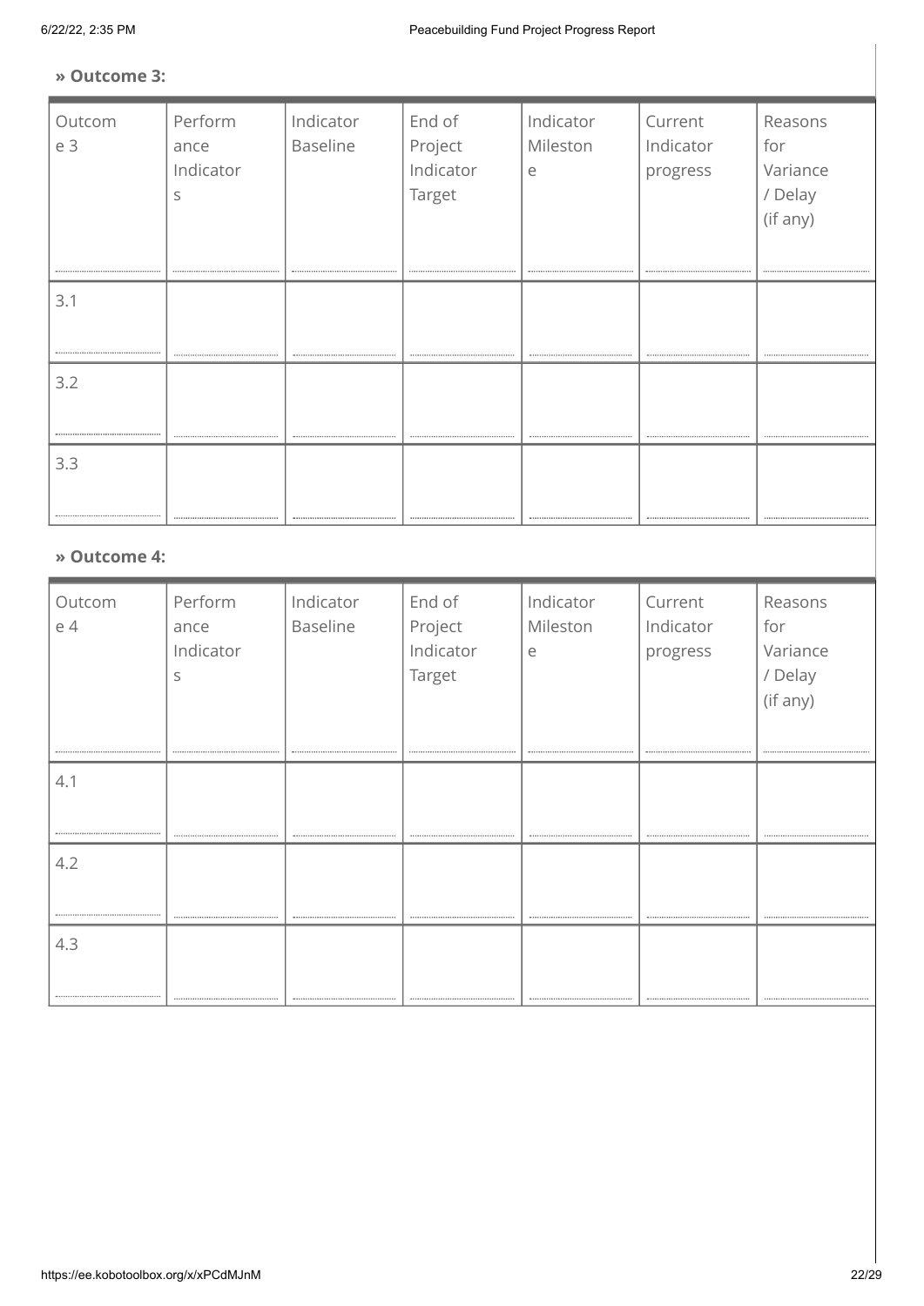**» Outcome 3:**

| Outcome 3 | Performance Indicators | Indicator Baseline | End of Project Indicator Target | Indicator Milestone | Current Indicator progress | Reasons for Variance / Delay (if any) |
|---|---|---|---|---|---|---|
| 3.1 | | | | | | |
| 3.2 | | | | | | |
| 3.3 | | | | | | |

**» Outcome 4:**

| Outcome 4 | Performance Indicators | Indicator Baseline | End of Project Indicator Target | Indicator Milestone | Current Indicator progress | Reasons for Variance / Delay (if any) |
|---|---|---|---|---|---|---|
| 4.1 | | | | | | |
| 4.2 | | | | | | |
| 4.3 | | | | | | |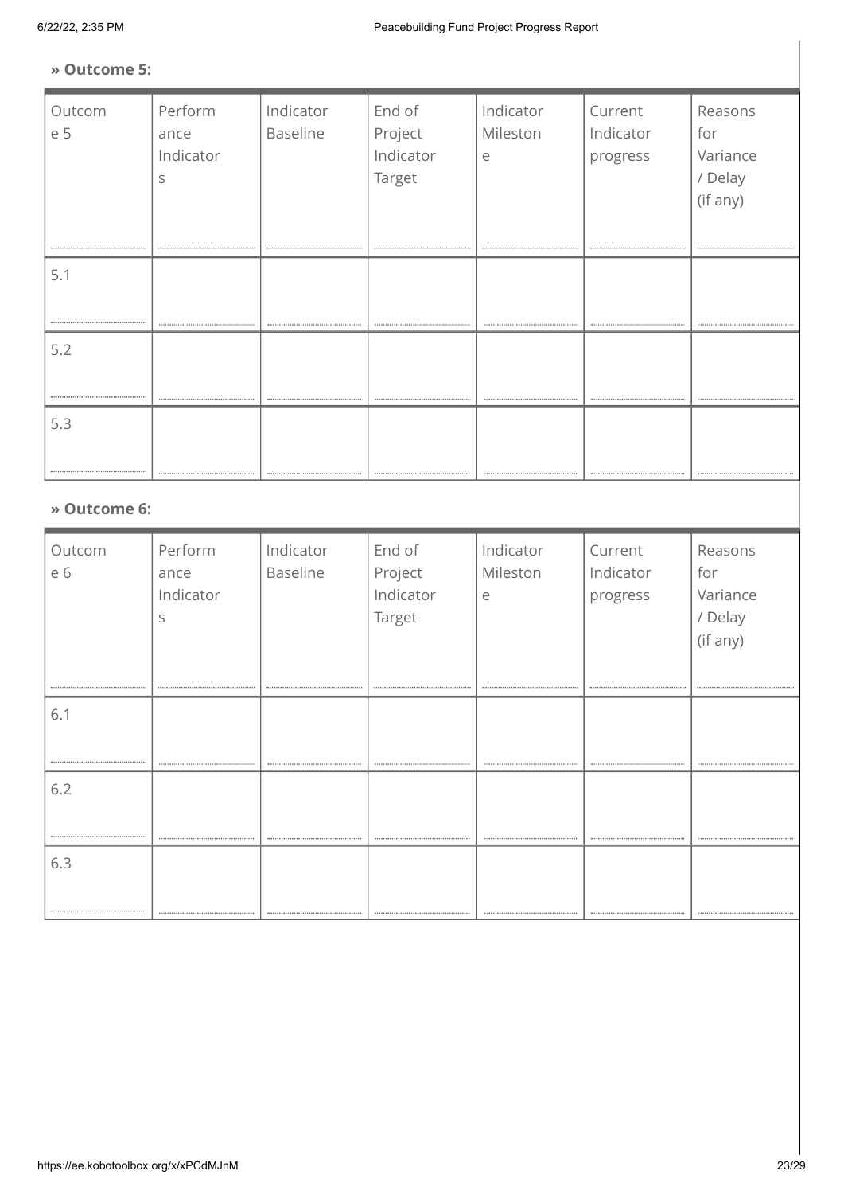**» Outcome 5:**

| Outcome 5 | Performance Indicators | Indicator Baseline | End of Project Indicator Target | Indicator Milestone | Current Indicator progress | Reasons for Variance / Delay (if any) |
| --- | --- | --- | --- | --- | --- | --- |
| 5.1 | | | | | | |
| 5.2 | | | | | | |
| 5.3 | | | | | | |

**» Outcome 6:**

| Outcome 6 | Performance Indicators | Indicator Baseline | End of Project Indicator Target | Indicator Milestone | Current Indicator progress | Reasons for Variance / Delay (if any) |
| --- | --- | --- | --- | --- | --- | --- |
| 6.1 | | | | | | |
| 6.2 | | | | | | |
| 6.3 | | | | | | |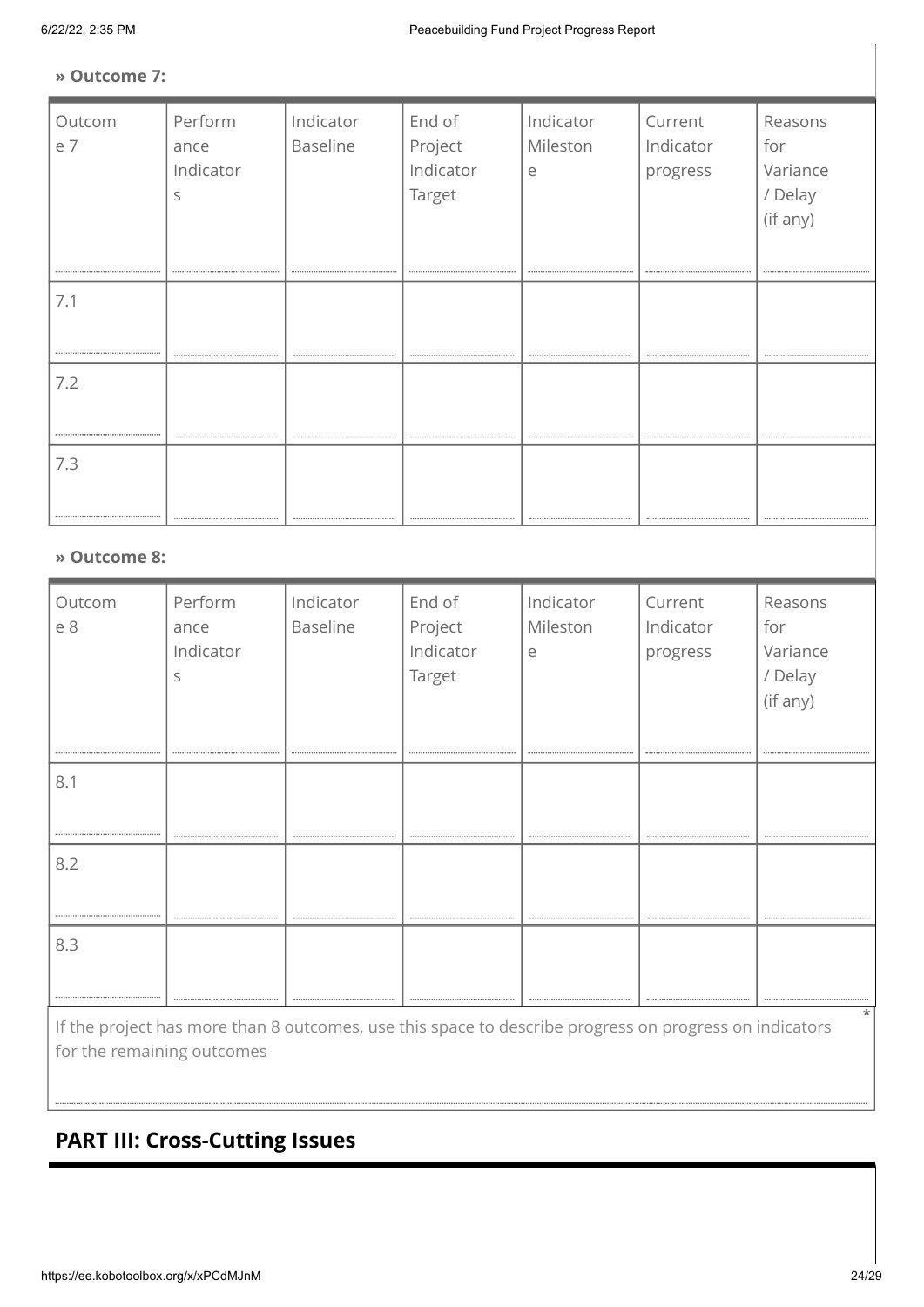**» Outcome 7:**

| Outcome 7 | Performance Indicators | Indicator Baseline | End of Project Indicator Target | Indicator Milestone | Current Indicator progress | Reasons for Variance / Delay (if any) |
| --- | --- | --- | --- | --- | --- | --- |
| 7.1 | | | | | | |
| 7.2 | | | | | | |
| 7.3 | | | | | | |

**» Outcome 8:**

| Outcome 8 | Performance Indicators | Indicator Baseline | End of Project Indicator Target | Indicator Milestone | Current Indicator progress | Reasons for Variance / Delay (if any) |
| --- | --- | --- | --- | --- | --- | --- |
| 8.1 | | | | | | |
| 8.2 | | | | | | |
| 8.3 | | | | | | |

If the project has more than 8 outcomes, use this space to describe progress on progress on indicators for the remaining outcomes *

## PART III: Cross-Cutting Issues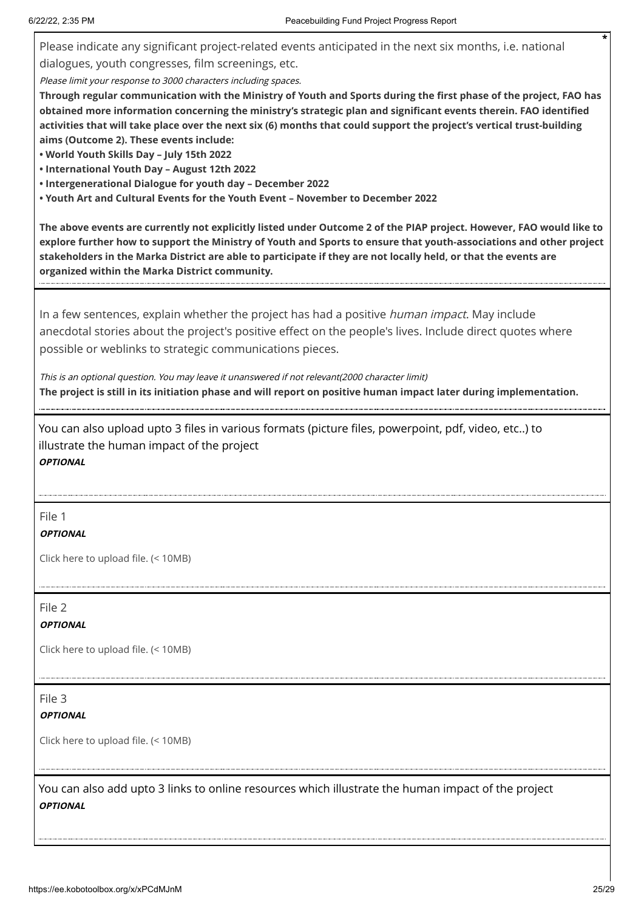Please indicate any significant project-related events anticipated in the next six months, i.e. national dialogues, youth congresses, film screenings, etc. *

*Please limit your response to 3000 characters including spaces.*

**Through regular communication with the Ministry of Youth and Sports during the first phase of the project, FAO has obtained more information concerning the ministry's strategic plan and significant events therein. FAO identified activities that will take place over the next six (6) months that could support the project's vertical trust-building aims (Outcome 2). These events include:**

- **World Youth Skills Day – July 15th 2022**
- **International Youth Day – August 12th 2022**
- **Intergenerational Dialogue for youth day – December 2022**
- **Youth Art and Cultural Events for the Youth Event – November to December 2022**

**The above events are currently not explicitly listed under Outcome 2 of the PIAP project. However, FAO would like to explore further how to support the Ministry of Youth and Sports to ensure that youth-associations and other project stakeholders in the Marka District are able to participate if they are not locally held, or that the events are organized within the Marka District community.**

In a few sentences, explain whether the project has had a positive *human impact*. May include anecdotal stories about the project's positive effect on the people's lives. Include direct quotes where possible or weblinks to strategic communications pieces.

*This is an optional question. You may leave it unanswered if not relevant(2000 character limit)*

**The project is still in its initiation phase and will report on positive human impact later during implementation.**

You can also upload upto 3 files in various formats (picture files, powerpoint, pdf, video, etc..) to illustrate the human impact of the project

***OPTIONAL***

File 1

***OPTIONAL***

Click here to upload file. (< 10MB)

File 2

***OPTIONAL***

Click here to upload file. (< 10MB)

File 3

***OPTIONAL***

Click here to upload file. (< 10MB)

You can also add upto 3 links to online resources which illustrate the human impact of the project

***OPTIONAL***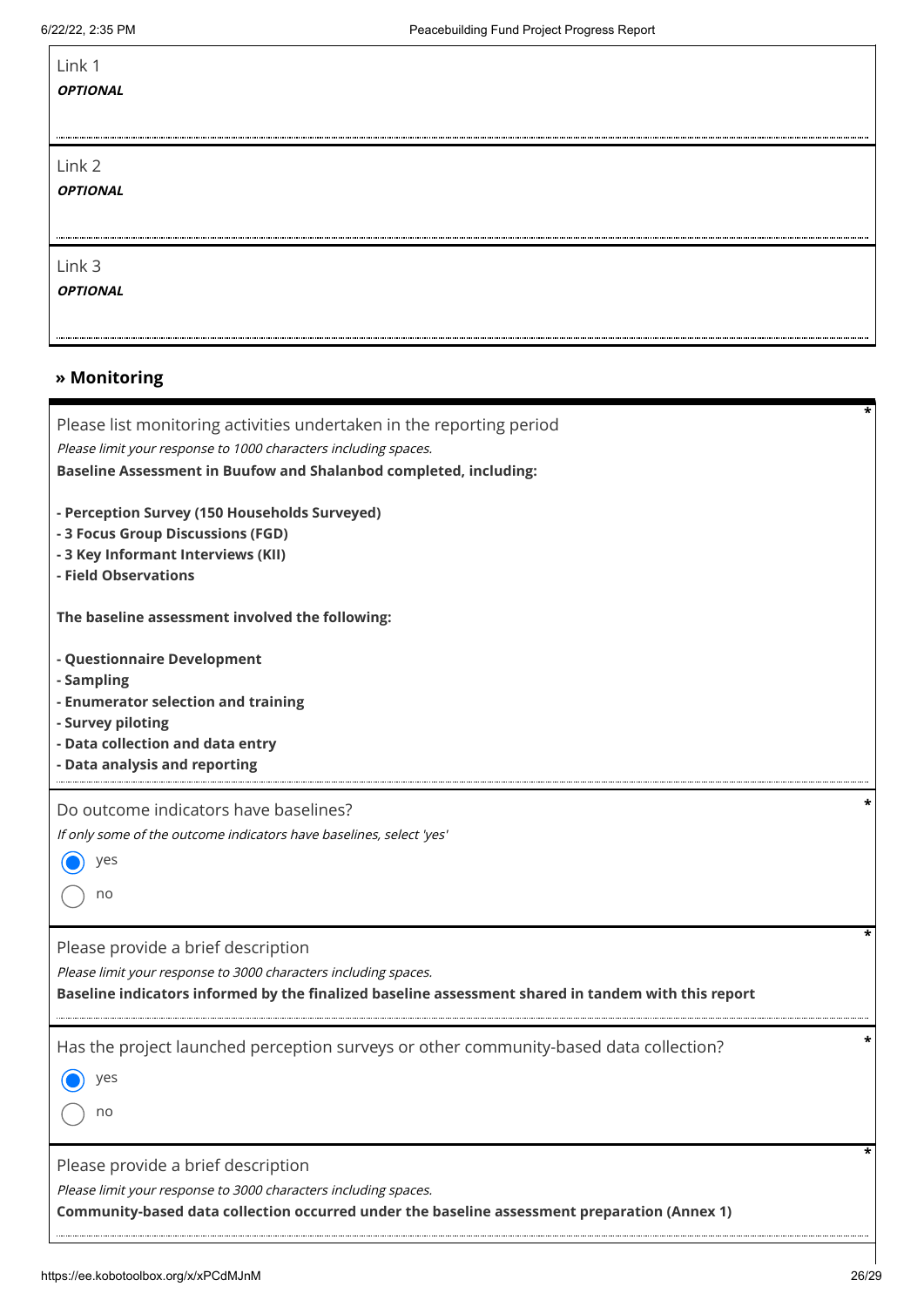Link 1

***OPTIONAL***

Link 2

***OPTIONAL***

Link 3

***OPTIONAL***

## » Monitoring

Please list monitoring activities undertaken in the reporting period *

*Please limit your response to 1000 characters including spaces.*

**Baseline Assessment in Buufow and Shalanbod completed, including:**

- **Perception Survey (150 Households Surveyed)**
- **3 Focus Group Discussions (FGD)**
- **3 Key Informant Interviews (KII)**
- **Field Observations**

**The baseline assessment involved the following:**

- **Questionnaire Development**
- **Sampling**
- **Enumerator selection and training**
- **Survey piloting**
- **Data collection and data entry**
- **Data analysis and reporting**

Do outcome indicators have baselines? *

*If only some of the outcome indicators have baselines, select 'yes'*

- (●) yes
- ( ) no

Please provide a brief description *

*Please limit your response to 3000 characters including spaces.*

**Baseline indicators informed by the finalized baseline assessment shared in tandem with this report**

Has the project launched perception surveys or other community-based data collection? *

- (●) yes
- ( ) no

Please provide a brief description *

*Please limit your response to 3000 characters including spaces.*

**Community-based data collection occurred under the baseline assessment preparation (Annex 1)**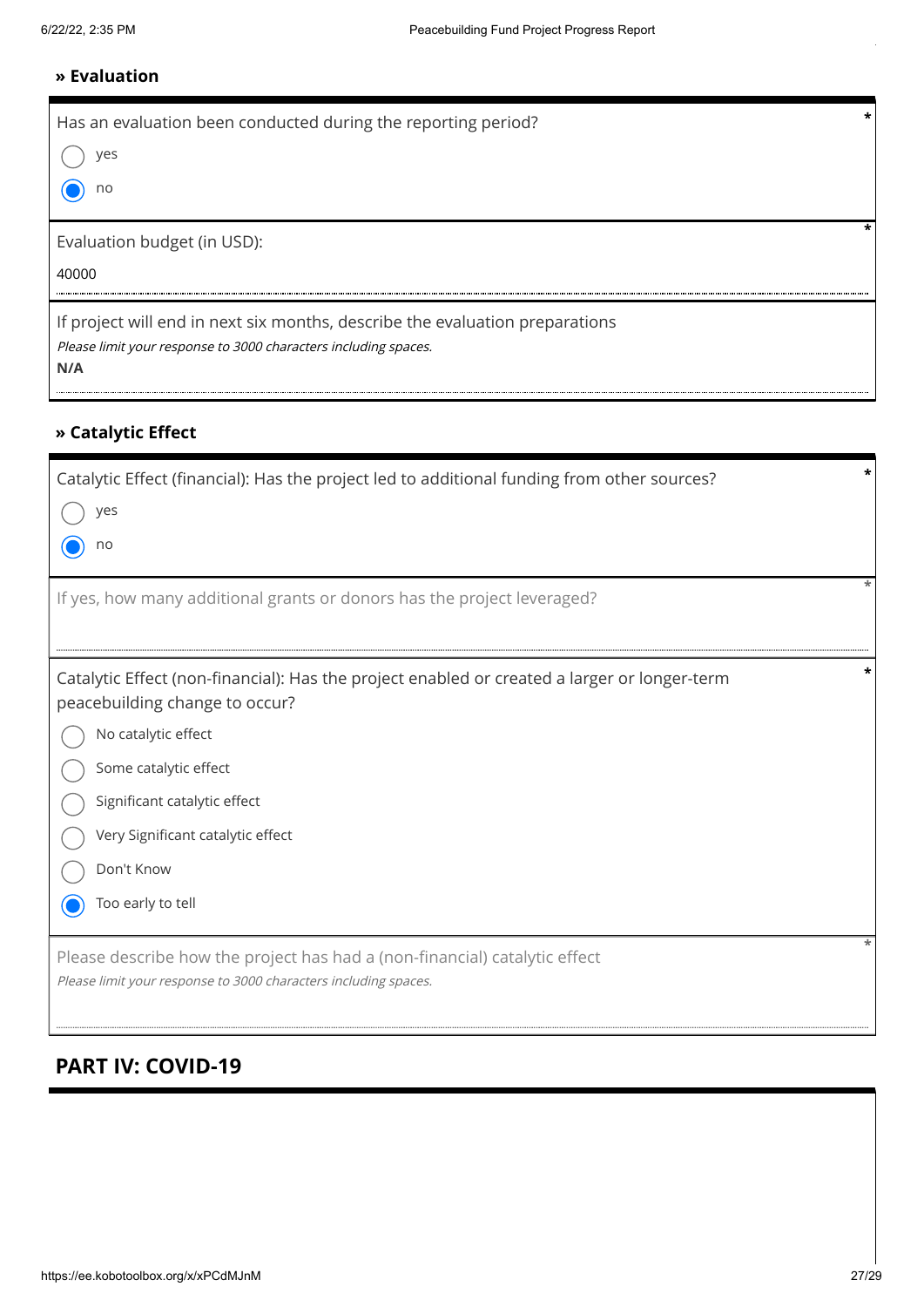## » Evaluation

Has an evaluation been conducted during the reporting period? *

- ○ yes
- ● no

Evaluation budget (in USD): *

40000

If project will end in next six months, describe the evaluation preparations

*Please limit your response to 3000 characters including spaces.*

**N/A**

## » Catalytic Effect

Catalytic Effect (financial): Has the project led to additional funding from other sources? *

- ○ yes
- ● no

If yes, how many additional grants or donors has the project leveraged? *

Catalytic Effect (non-financial): Has the project enabled or created a larger or longer-term peacebuilding change to occur? *

- ○ No catalytic effect
- ○ Some catalytic effect
- ○ Significant catalytic effect
- ○ Very Significant catalytic effect
- ○ Don't Know
- ● Too early to tell

Please describe how the project has had a (non-financial) catalytic effect *

*Please limit your response to 3000 characters including spaces.*

# PART IV: COVID-19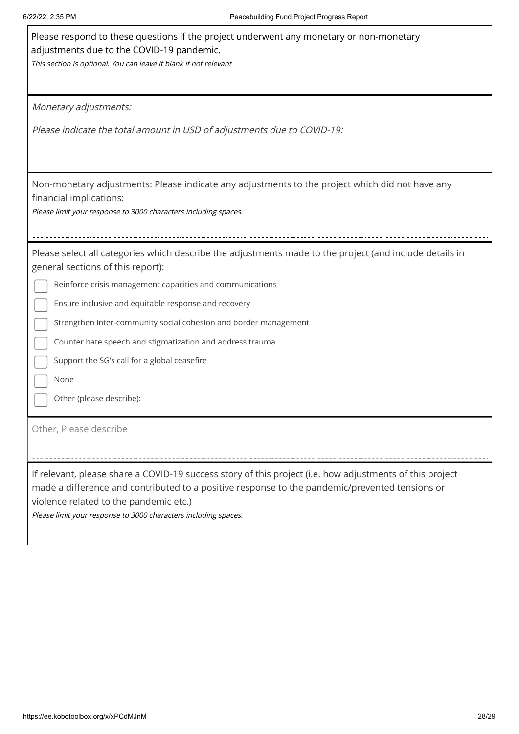Please respond to these questions if the project underwent any monetary or non-monetary adjustments due to the COVID-19 pandemic.

*This section is optional. You can leave it blank if not relevant*

*Monetary adjustments:*

*Please indicate the total amount in USD of adjustments due to COVID-19:*

Non-monetary adjustments: Please indicate any adjustments to the project which did not have any financial implications:

*Please limit your response to 3000 characters including spaces.*

Please select all categories which describe the adjustments made to the project (and include details in general sections of this report):

- [ ] Reinforce crisis management capacities and communications
- [ ] Ensure inclusive and equitable response and recovery
- [ ] Strengthen inter-community social cohesion and border management
- [ ] Counter hate speech and stigmatization and address trauma
- [ ] Support the SG's call for a global ceasefire
- [ ] None
- [ ] Other (please describe):

Other, Please describe

If relevant, please share a COVID-19 success story of this project (i.e. how adjustments of this project made a difference and contributed to a positive response to the pandemic/prevented tensions or violence related to the pandemic etc.)

*Please limit your response to 3000 characters including spaces.*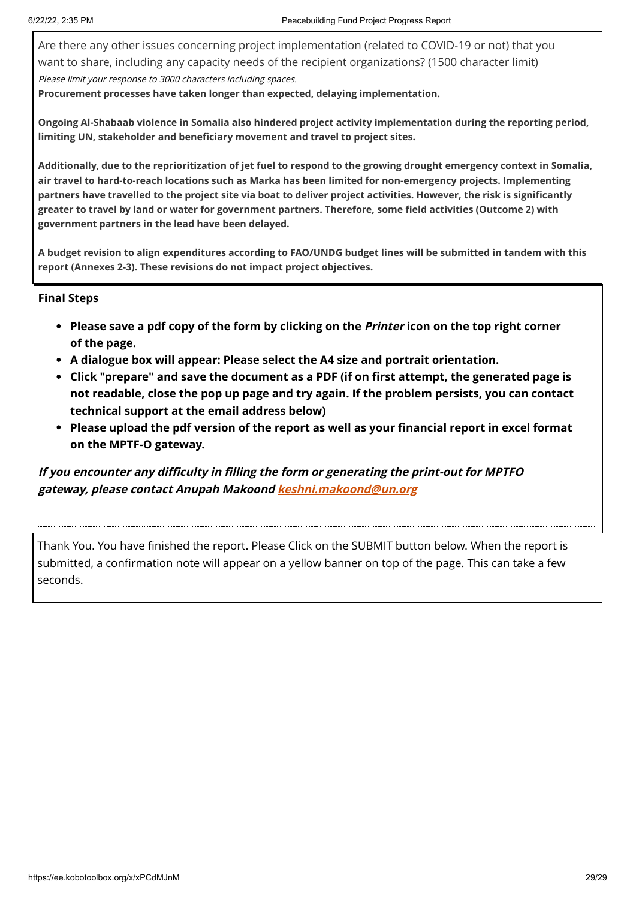Are there any other issues concerning project implementation (related to COVID-19 or not) that you want to share, including any capacity needs of the recipient organizations? (1500 character limit)

*Please limit your response to 3000 characters including spaces.*

**Procurement processes have taken longer than expected, delaying implementation.**

**Ongoing Al-Shabaab violence in Somalia also hindered project activity implementation during the reporting period, limiting UN, stakeholder and beneficiary movement and travel to project sites.**

**Additionally, due to the reprioritization of jet fuel to respond to the growing drought emergency context in Somalia, air travel to hard-to-reach locations such as Marka has been limited for non-emergency projects. Implementing partners have travelled to the project site via boat to deliver project activities. However, the risk is significantly greater to travel by land or water for government partners. Therefore, some field activities (Outcome 2) with government partners in the lead have been delayed.**

**A budget revision to align expenditures according to FAO/UNDG budget lines will be submitted in tandem with this report (Annexes 2-3). These revisions do not impact project objectives.**

**Final Steps**

- **Please save a pdf copy of the form by clicking on the *Printer* icon on the top right corner of the page.**
- **A dialogue box will appear: Please select the A4 size and portrait orientation.**
- **Click "prepare" and save the document as a PDF (if on first attempt, the generated page is not readable, close the pop up page and try again. If the problem persists, you can contact technical support at the email address below)**
- **Please upload the pdf version of the report as well as your financial report in excel format on the MPTF-O gateway.**

***If you encounter any difficulty in filling the form or generating the print-out for MPTFO gateway, please contact Anupah Makoond [keshni.makoond@un.org](mailto:keshni.makoond@un.org)***

Thank You. You have finished the report. Please Click on the SUBMIT button below. When the report is submitted, a confirmation note will appear on a yellow banner on top of the page. This can take a few seconds.